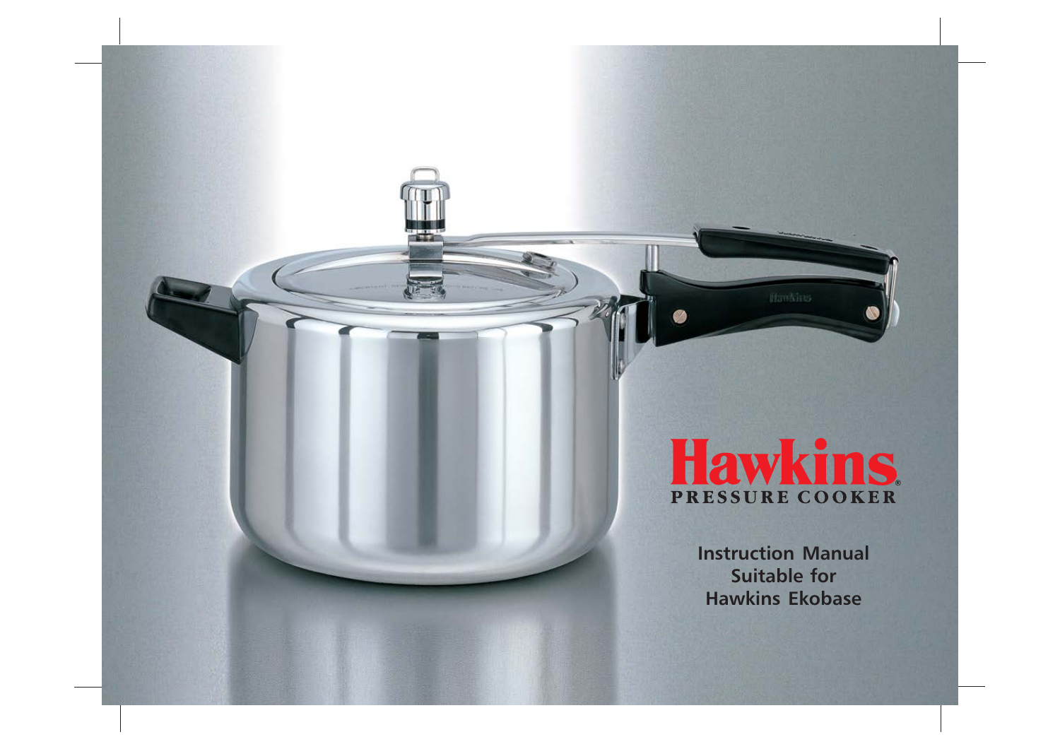# Hawkins®

PRESSURE COOKER

**Instruction Manual**
**Suitable for**
**Hawkins Ekobase**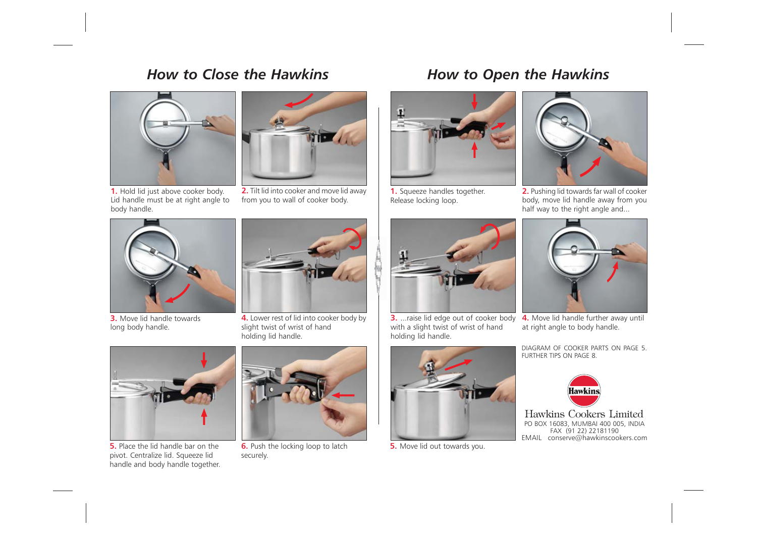## How to Close the Hawkins

**1.** Hold lid just above cooker body. Lid handle must be at right angle to body handle.

**2.** Tilt lid into cooker and move lid away from you to wall of cooker body.

**3.** Move lid handle towards long body handle.

**4.** Lower rest of lid into cooker body by slight twist of wrist of hand holding lid handle.

**5.** Place the lid handle bar on the pivot. Centralize lid. Squeeze lid handle and body handle together.

**6.** Push the locking loop to latch securely.

## How to Open the Hawkins

**1.** Squeeze handles together. Release locking loop.

**2.** Pushing lid towards far wall of cooker body, move lid handle away from you half way to the right angle and...

**3.** ...raise lid edge out of cooker body with a slight twist of wrist of hand holding lid handle.

**4.** Move lid handle further away until at right angle to body handle.

**5.** Move lid out towards you.

DIAGRAM OF COOKER PARTS ON PAGE 5.
FURTHER TIPS ON PAGE 8.

Hawkins

Hawkins Cookers Limited
PO BOX 16083, MUMBAI 400 005, INDIA
FAX (91 22) 22181190
EMAIL conserve@hawkinscookers.com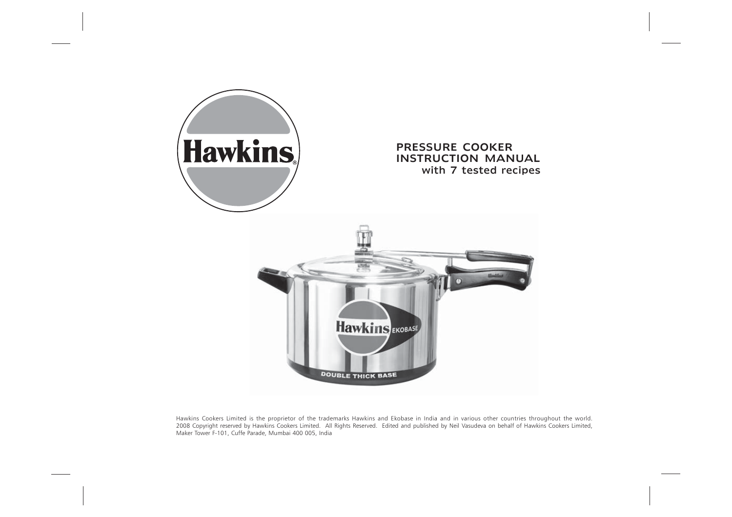# PRESSURE COOKER INSTRUCTION MANUAL

## with 7 tested recipes

Hawkins Cookers Limited is the proprietor of the trademarks Hawkins and Ekobase in India and in various other countries throughout the world. 2008 Copyright reserved by Hawkins Cookers Limited. All Rights Reserved. Edited and published by Neil Vasudeva on behalf of Hawkins Cookers Limited, Maker Tower F-101, Cuffe Parade, Mumbai 400 005, India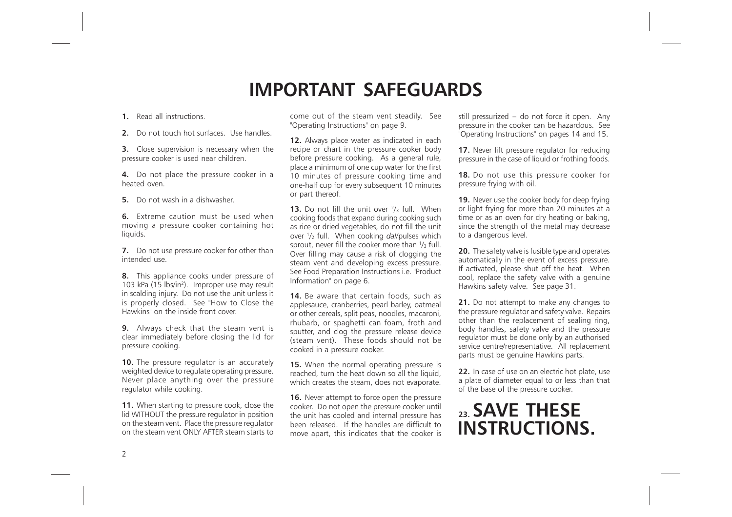# IMPORTANT SAFEGUARDS

**1.** Read all instructions.

**2.** Do not touch hot surfaces. Use handles.

**3.** Close supervision is necessary when the pressure cooker is used near children.

**4.** Do not place the pressure cooker in a heated oven.

**5.** Do not wash in a dishwasher.

**6.** Extreme caution must be used when moving a pressure cooker containing hot liquids.

**7.** Do not use pressure cooker for other than intended use.

**8.** This appliance cooks under pressure of 103 kPa (15 lbs/in$^2$). Improper use may result in scalding injury. Do not use the unit unless it is properly closed. See "How to Close the Hawkins" on the inside front cover.

**9.** Always check that the steam vent is clear immediately before closing the lid for pressure cooking.

**10.** The pressure regulator is an accurately weighted device to regulate operating pressure. Never place anything over the pressure regulator while cooking.

**11.** When starting to pressure cook, close the lid WITHOUT the pressure regulator in position on the steam vent. Place the pressure regulator on the steam vent ONLY AFTER steam starts to come out of the steam vent steadily. See "Operating Instructions" on page 9.

**12.** Always place water as indicated in each recipe or chart in the pressure cooker body before pressure cooking. As a general rule, place a minimum of one cup water for the first 10 minutes of pressure cooking time and one-half cup for every subsequent 10 minutes or part thereof.

**13.** Do not fill the unit over $^2/_3$ full. When cooking foods that expand during cooking such as rice or dried vegetables, do not fill the unit over $^1/_2$ full. When cooking *dal*/pulses which sprout, never fill the cooker more than $^1/_3$ full. Over filling may cause a risk of clogging the steam vent and developing excess pressure. See Food Preparation Instructions i.e. "Product Information" on page 6.

**14.** Be aware that certain foods, such as applesauce, cranberries, pearl barley, oatmeal or other cereals, split peas, noodles, macaroni, rhubarb, or spaghetti can foam, froth and sputter, and clog the pressure release device (steam vent). These foods should not be cooked in a pressure cooker.

**15.** When the normal operating pressure is reached, turn the heat down so all the liquid, which creates the steam, does not evaporate.

**16.** Never attempt to force open the pressure cooker. Do not open the pressure cooker until the unit has cooled and internal pressure has been released. If the handles are difficult to move apart, this indicates that the cooker is still pressurized – do not force it open. Any pressure in the cooker can be hazardous. See "Operating Instructions" on pages 14 and 15.

**17.** Never lift pressure regulator for reducing pressure in the case of liquid or frothing foods.

**18.** Do not use this pressure cooker for pressure frying with oil.

**19.** Never use the cooker body for deep frying or light frying for more than 20 minutes at a time or as an oven for dry heating or baking, since the strength of the metal may decrease to a dangerous level.

**20.** The safety valve is fusible type and operates automatically in the event of excess pressure. If activated, please shut off the heat. When cool, replace the safety valve with a genuine Hawkins safety valve. See page 31.

**21.** Do not attempt to make any changes to the pressure regulator and safety valve. Repairs other than the replacement of sealing ring, body handles, safety valve and the pressure regulator must be done only by an authorised service centre/representative. All replacement parts must be genuine Hawkins parts.

**22.** In case of use on an electric hot plate, use a plate of diameter equal to or less than that of the base of the pressure cooker.

## 23. SAVE THESE INSTRUCTIONS.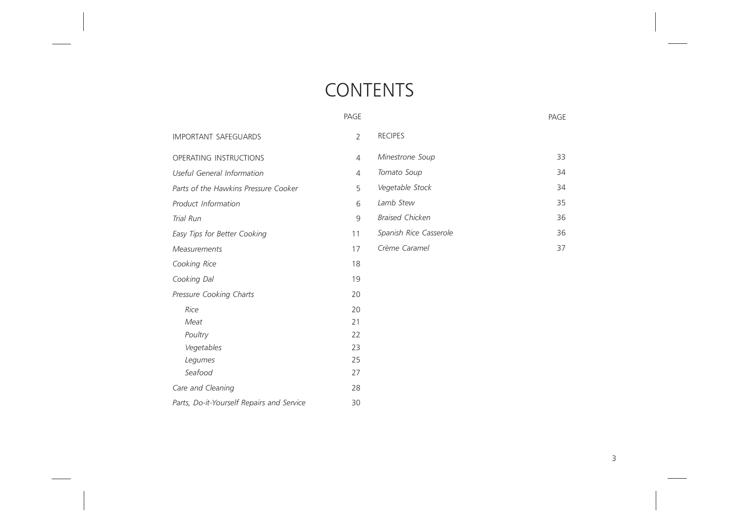# CONTENTS

| | PAGE |
|---|---|
| IMPORTANT SAFEGUARDS | 2 |
| OPERATING INSTRUCTIONS | 4 |
| *Useful General Information* | 4 |
| *Parts of the Hawkins Pressure Cooker* | 5 |
| *Product Information* | 6 |
| *Trial Run* | 9 |
| *Easy Tips for Better Cooking* | 11 |
| *Measurements* | 17 |
| *Cooking Rice* | 18 |
| *Cooking Dal* | 19 |
| *Pressure Cooking Charts* | 20 |
| *Rice* | 20 |
| *Meat* | 21 |
| *Poultry* | 22 |
| *Vegetables* | 23 |
| *Legumes* | 25 |
| *Seafood* | 27 |
| *Care and Cleaning* | 28 |
| *Parts, Do-it-Yourself Repairs and Service* | 30 |

| | PAGE |
|---|---|
| RECIPES | |
| *Minestrone Soup* | 33 |
| *Tomato Soup* | 34 |
| *Vegetable Stock* | 34 |
| *Lamb Stew* | 35 |
| *Braised Chicken* | 36 |
| *Spanish Rice Casserole* | 36 |
| *Crème Caramel* | 37 |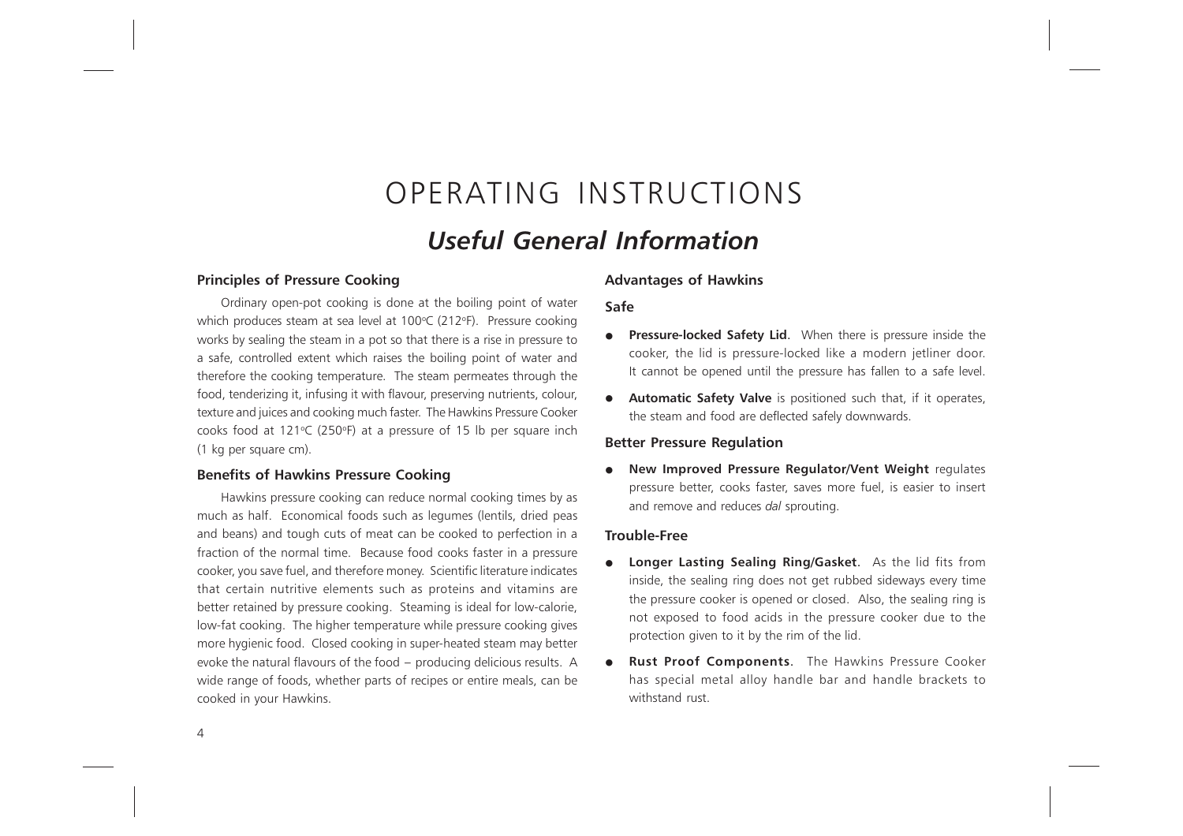# OPERATING INSTRUCTIONS

## *Useful General Information*

### Principles of Pressure Cooking

Ordinary open-pot cooking is done at the boiling point of water which produces steam at sea level at 100ºC (212ºF). Pressure cooking works by sealing the steam in a pot so that there is a rise in pressure to a safe, controlled extent which raises the boiling point of water and therefore the cooking temperature. The steam permeates through the food, tenderizing it, infusing it with flavour, preserving nutrients, colour, texture and juices and cooking much faster. The Hawkins Pressure Cooker cooks food at 121ºC (250ºF) at a pressure of 15 lb per square inch (1 kg per square cm).

### Benefits of Hawkins Pressure Cooking

Hawkins pressure cooking can reduce normal cooking times by as much as half. Economical foods such as legumes (lentils, dried peas and beans) and tough cuts of meat can be cooked to perfection in a fraction of the normal time. Because food cooks faster in a pressure cooker, you save fuel, and therefore money. Scientific literature indicates that certain nutritive elements such as proteins and vitamins are better retained by pressure cooking. Steaming is ideal for low-calorie, low-fat cooking. The higher temperature while pressure cooking gives more hygienic food. Closed cooking in super-heated steam may better evoke the natural flavours of the food – producing delicious results. A wide range of foods, whether parts of recipes or entire meals, can be cooked in your Hawkins.

### Advantages of Hawkins

#### Safe

- **Pressure-locked Safety Lid**. When there is pressure inside the cooker, the lid is pressure-locked like a modern jetliner door. It cannot be opened until the pressure has fallen to a safe level.
- **Automatic Safety Valve** is positioned such that, if it operates, the steam and food are deflected safely downwards.

#### Better Pressure Regulation

- **New Improved Pressure Regulator/Vent Weight** regulates pressure better, cooks faster, saves more fuel, is easier to insert and remove and reduces *dal* sprouting.

#### Trouble-Free

- **Longer Lasting Sealing Ring/Gasket**. As the lid fits from inside, the sealing ring does not get rubbed sideways every time the pressure cooker is opened or closed. Also, the sealing ring is not exposed to food acids in the pressure cooker due to the protection given to it by the rim of the lid.
- **Rust Proof Components**. The Hawkins Pressure Cooker has special metal alloy handle bar and handle brackets to withstand rust.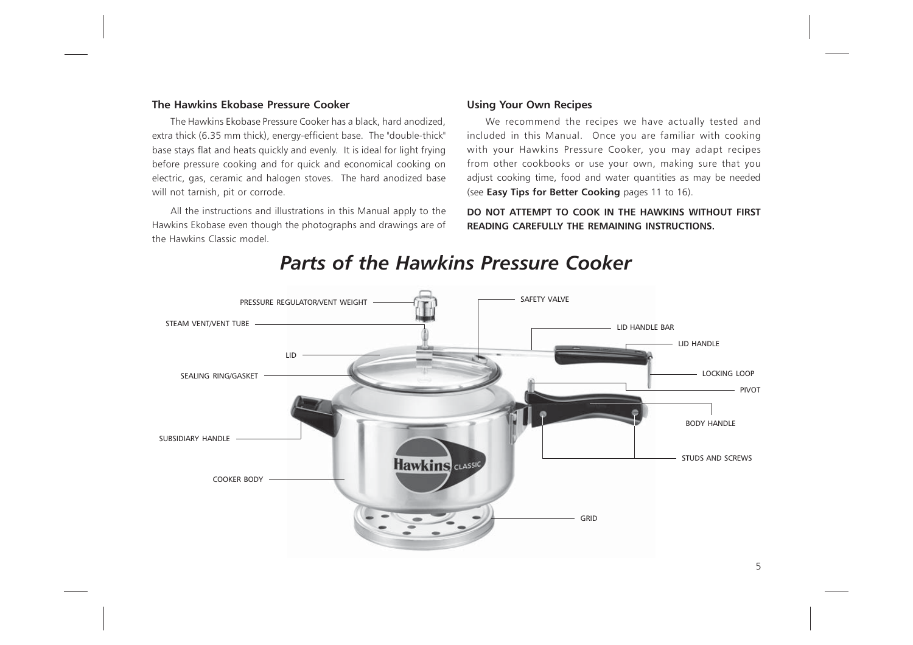### The Hawkins Ekobase Pressure Cooker

The Hawkins Ekobase Pressure Cooker has a black, hard anodized, extra thick (6.35 mm thick), energy-efficient base. The "double-thick" base stays flat and heats quickly and evenly. It is ideal for light frying before pressure cooking and for quick and economical cooking on electric, gas, ceramic and halogen stoves. The hard anodized base will not tarnish, pit or corrode.

All the instructions and illustrations in this Manual apply to the Hawkins Ekobase even though the photographs and drawings are of the Hawkins Classic model.

### Using Your Own Recipes

We recommend the recipes we have actually tested and included in this Manual. Once you are familiar with cooking with your Hawkins Pressure Cooker, you may adapt recipes from other cookbooks or use your own, making sure that you adjust cooking time, food and water quantities as may be needed (see **Easy Tips for Better Cooking** pages 11 to 16).

**DO NOT ATTEMPT TO COOK IN THE HAWKINS WITHOUT FIRST READING CAREFULLY THE REMAINING INSTRUCTIONS.**

## *Parts of the Hawkins Pressure Cooker*

PRESSURE REGULATOR/VENT WEIGHT

STEAM VENT/VENT TUBE

LID

SEALING RING/GASKET

SUBSIDIARY HANDLE

COOKER BODY

SAFETY VALVE

LID HANDLE BAR

LID HANDLE

LOCKING LOOP

PIVOT

BODY HANDLE

STUDS AND SCREWS

GRID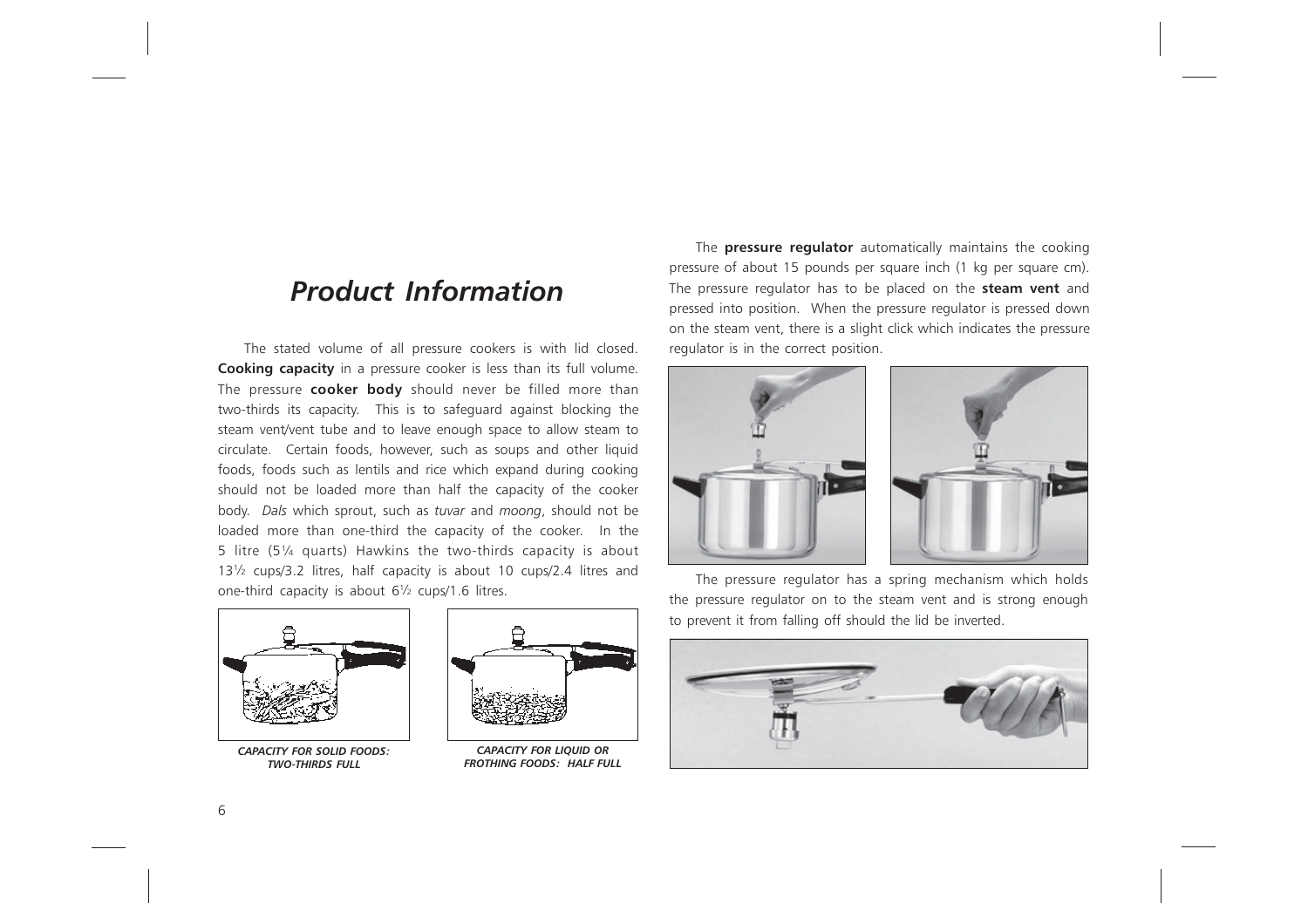# *Product Information*

The stated volume of all pressure cookers is with lid closed. **Cooking capacity** in a pressure cooker is less than its full volume. The pressure **cooker body** should never be filled more than two-thirds its capacity. This is to safeguard against blocking the steam vent/vent tube and to leave enough space to allow steam to circulate. Certain foods, however, such as soups and other liquid foods, foods such as lentils and rice which expand during cooking should not be loaded more than half the capacity of the cooker body. *Dals* which sprout, such as *tuvar* and *moong*, should not be loaded more than one-third the capacity of the cooker. In the 5 litre (5¼ quarts) Hawkins the two-thirds capacity is about 13½ cups/3.2 litres, half capacity is about 10 cups/2.4 litres and one-third capacity is about 6½ cups/1.6 litres.

*CAPACITY FOR SOLID FOODS: TWO-THIRDS FULL*

*CAPACITY FOR LIQUID OR FROTHING FOODS: HALF FULL*

The **pressure regulator** automatically maintains the cooking pressure of about 15 pounds per square inch (1 kg per square cm). The pressure regulator has to be placed on the **steam vent** and pressed into position. When the pressure regulator is pressed down on the steam vent, there is a slight click which indicates the pressure regulator is in the correct position.

The pressure regulator has a spring mechanism which holds the pressure regulator on to the steam vent and is strong enough to prevent it from falling off should the lid be inverted.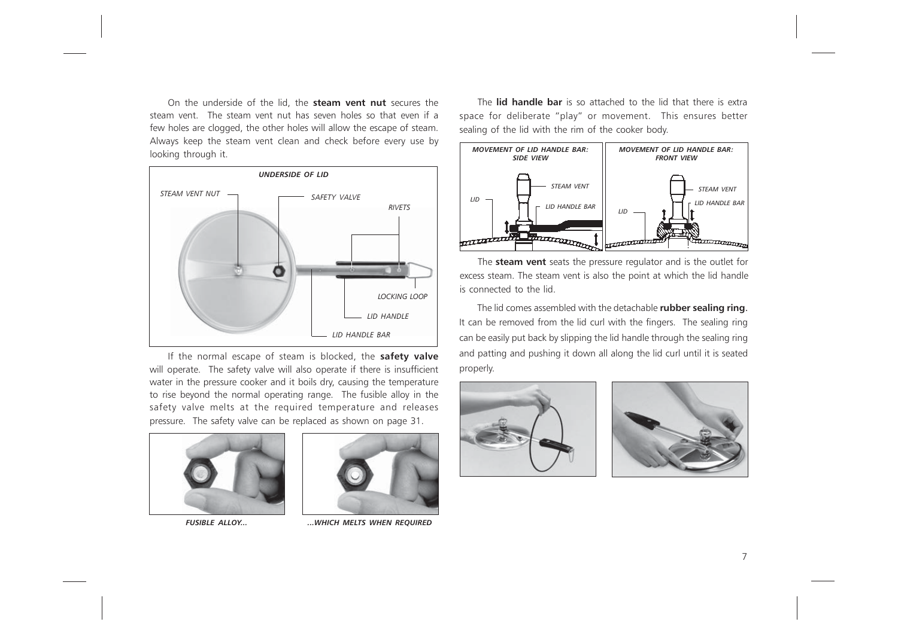On the underside of the lid, the **steam vent nut** secures the steam vent. The steam vent nut has seven holes so that even if a few holes are clogged, the other holes will allow the escape of steam. Always keep the steam vent clean and check before every use by looking through it.

***UNDERSIDE OF LID***

*STEAM VENT NUT* *SAFETY VALVE* *RIVETS* *LOCKING LOOP* *LID HANDLE* *LID HANDLE BAR*

If the normal escape of steam is blocked, the **safety valve** will operate. The safety valve will also operate if there is insufficient water in the pressure cooker and it boils dry, causing the temperature to rise beyond the normal operating range. The fusible alloy in the safety valve melts at the required temperature and releases pressure. The safety valve can be replaced as shown on page 31.

***FUSIBLE ALLOY...*** ***...WHICH MELTS WHEN REQUIRED***

The **lid handle bar** is so attached to the lid that there is extra space for deliberate "play" or movement. This ensures better sealing of the lid with the rim of the cooker body.

***MOVEMENT OF LID HANDLE BAR: SIDE VIEW***

*STEAM VENT* *LID* *LID HANDLE BAR*

***MOVEMENT OF LID HANDLE BAR: FRONT VIEW***

*STEAM VENT* *LID HANDLE BAR* *LID*

The **steam vent** seats the pressure regulator and is the outlet for excess steam. The steam vent is also the point at which the lid handle is connected to the lid.

The lid comes assembled with the detachable **rubber sealing ring**. It can be removed from the lid curl with the fingers. The sealing ring can be easily put back by slipping the lid handle through the sealing ring and patting and pushing it down all along the lid curl until it is seated properly.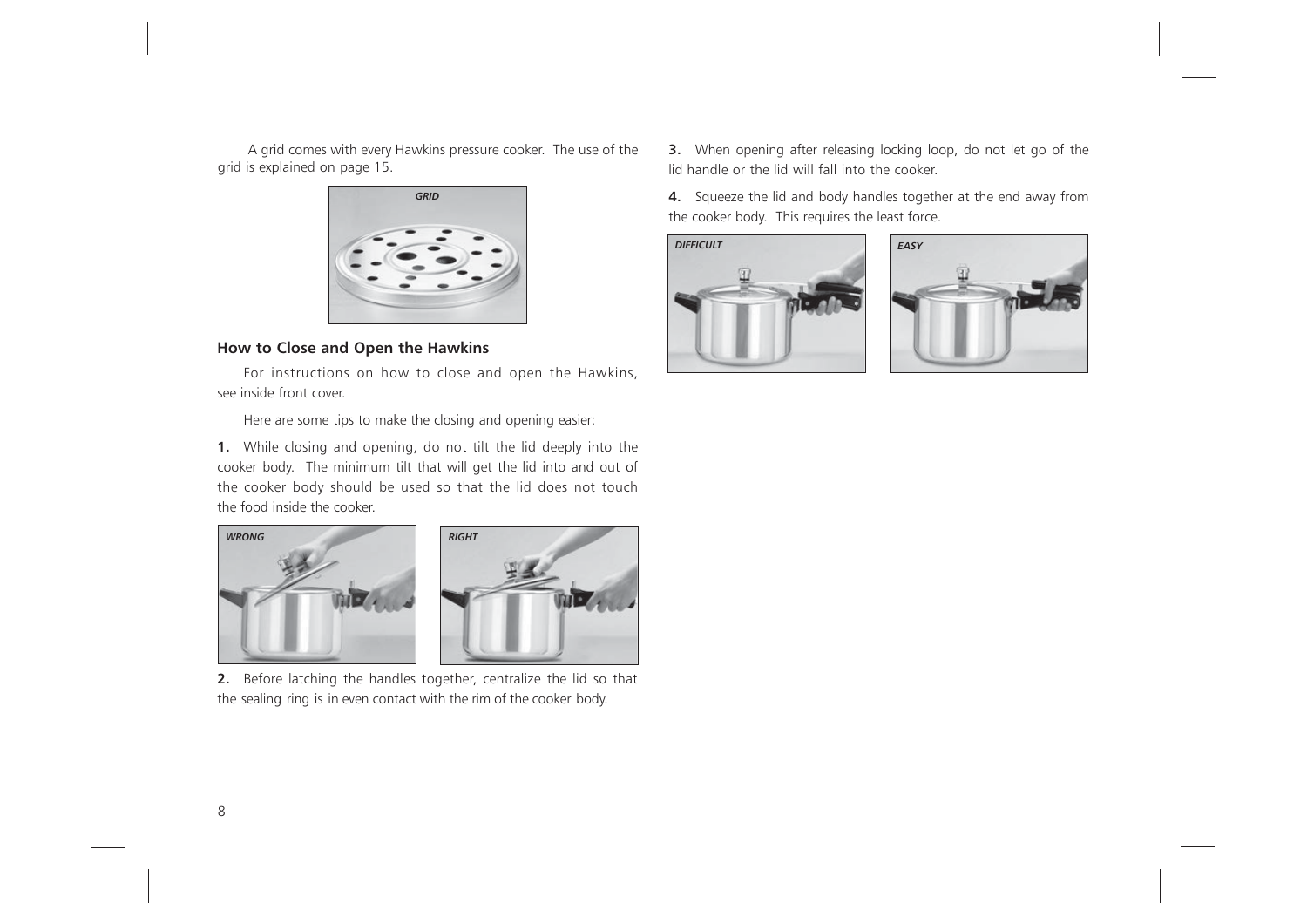A grid comes with every Hawkins pressure cooker. The use of the grid is explained on page 15.

*GRID*

## How to Close and Open the Hawkins

For instructions on how to close and open the Hawkins, see inside front cover.

Here are some tips to make the closing and opening easier:

**1.** While closing and opening, do not tilt the lid deeply into the cooker body. The minimum tilt that will get the lid into and out of the cooker body should be used so that the lid does not touch the food inside the cooker.

*WRONG*

*RIGHT*

**2.** Before latching the handles together, centralize the lid so that the sealing ring is in even contact with the rim of the cooker body.

**3.** When opening after releasing locking loop, do not let go of the lid handle or the lid will fall into the cooker.

**4.** Squeeze the lid and body handles together at the end away from the cooker body. This requires the least force.

*DIFFICULT*

*EASY*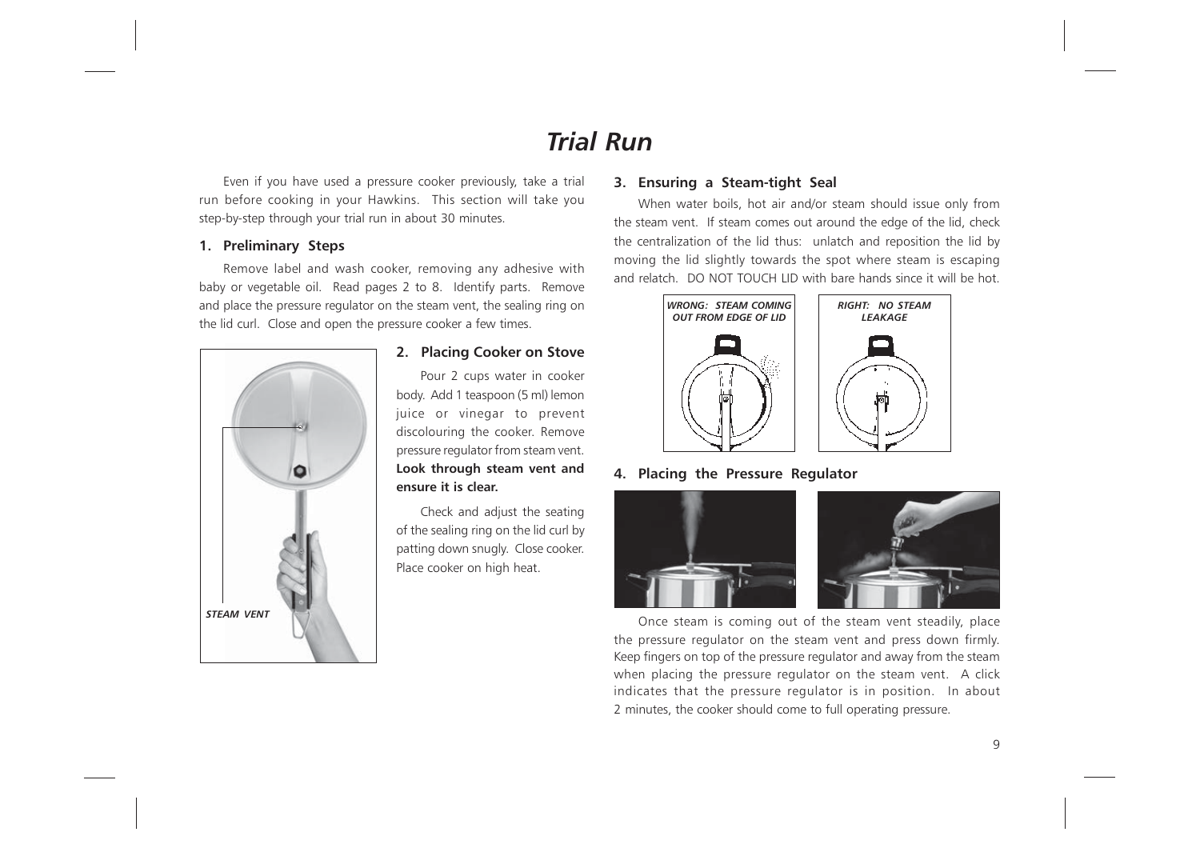# *Trial Run*

Even if you have used a pressure cooker previously, take a trial run before cooking in your Hawkins. This section will take you step-by-step through your trial run in about 30 minutes.

### 1. Preliminary Steps

Remove label and wash cooker, removing any adhesive with baby or vegetable oil. Read pages 2 to 8. Identify parts. Remove and place the pressure regulator on the steam vent, the sealing ring on the lid curl. Close and open the pressure cooker a few times.

***STEAM VENT***

### 2. Placing Cooker on Stove

Pour 2 cups water in cooker body. Add 1 teaspoon (5 ml) lemon juice or vinegar to prevent discolouring the cooker. Remove pressure regulator from steam vent. **Look through steam vent and ensure it is clear.**

Check and adjust the seating of the sealing ring on the lid curl by patting down snugly. Close cooker. Place cooker on high heat.

### 3. Ensuring a Steam-tight Seal

When water boils, hot air and/or steam should issue only from the steam vent. If steam comes out around the edge of the lid, check the centralization of the lid thus: unlatch and reposition the lid by moving the lid slightly towards the spot where steam is escaping and relatch. DO NOT TOUCH LID with bare hands since it will be hot.

***WRONG: STEAM COMING OUT FROM EDGE OF LID***

***RIGHT: NO STEAM LEAKAGE***

### 4. Placing the Pressure Regulator

Once steam is coming out of the steam vent steadily, place the pressure regulator on the steam vent and press down firmly. Keep fingers on top of the pressure regulator and away from the steam when placing the pressure regulator on the steam vent. A click indicates that the pressure regulator is in position. In about 2 minutes, the cooker should come to full operating pressure.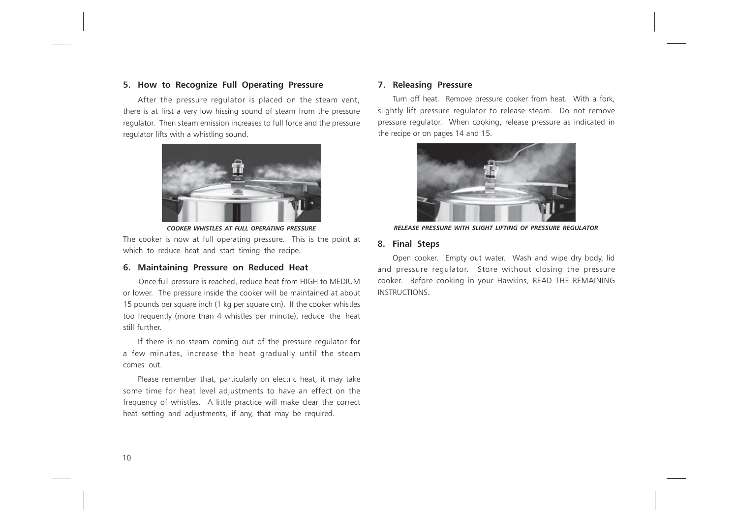## 5. How to Recognize Full Operating Pressure

After the pressure regulator is placed on the steam vent, there is at first a very low hissing sound of steam from the pressure regulator. Then steam emission increases to full force and the pressure regulator lifts with a whistling sound.

*COOKER WHISTLES AT FULL OPERATING PRESSURE*

The cooker is now at full operating pressure. This is the point at which to reduce heat and start timing the recipe.

## 6. Maintaining Pressure on Reduced Heat

Once full pressure is reached, reduce heat from HIGH to MEDIUM or lower. The pressure inside the cooker will be maintained at about 15 pounds per square inch (1 kg per square cm). If the cooker whistles too frequently (more than 4 whistles per minute), reduce the heat still further.

If there is no steam coming out of the pressure regulator for a few minutes, increase the heat gradually until the steam comes out.

Please remember that, particularly on electric heat, it may take some time for heat level adjustments to have an effect on the frequency of whistles. A little practice will make clear the correct heat setting and adjustments, if any, that may be required.

## 7. Releasing Pressure

Turn off heat. Remove pressure cooker from heat. With a fork, slightly lift pressure regulator to release steam. Do not remove pressure regulator. When cooking, release pressure as indicated in the recipe or on pages 14 and 15.

*RELEASE PRESSURE WITH SLIGHT LIFTING OF PRESSURE REGULATOR*

## 8. Final Steps

Open cooker. Empty out water. Wash and wipe dry body, lid and pressure regulator. Store without closing the pressure cooker. Before cooking in your Hawkins, READ THE REMAINING INSTRUCTIONS.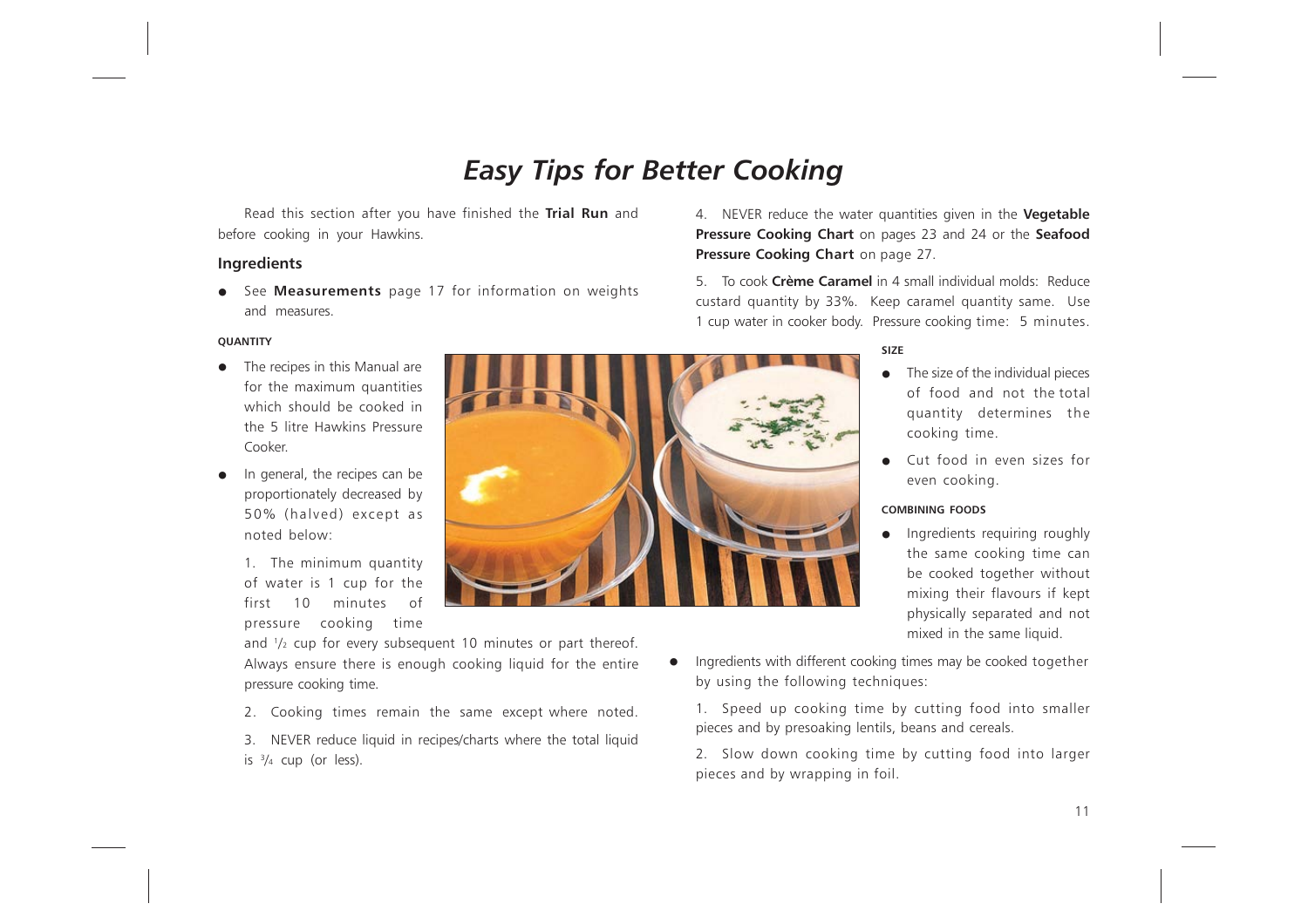# Easy Tips for Better Cooking

Read this section after you have finished the **Trial Run** and before cooking in your Hawkins.

## Ingredients

- See **Measurements** page 17 for information on weights and measures.

#### QUANTITY

- The recipes in this Manual are for the maximum quantities which should be cooked in the 5 litre Hawkins Pressure Cooker.
- In general, the recipes can be proportionately decreased by 50% (halved) except as noted below:

  1. The minimum quantity of water is 1 cup for the first 10 minutes of pressure cooking time and 1/2 cup for every subsequent 10 minutes or part thereof. Always ensure there is enough cooking liquid for the entire pressure cooking time.

  2. Cooking times remain the same except where noted.

  3. NEVER reduce liquid in recipes/charts where the total liquid is 3/4 cup (or less).

  4. NEVER reduce the water quantities given in the **Vegetable Pressure Cooking Chart** on pages 23 and 24 or the **Seafood Pressure Cooking Chart** on page 27.

  5. To cook **Crème Caramel** in 4 small individual molds: Reduce custard quantity by 33%. Keep caramel quantity same. Use 1 cup water in cooker body. Pressure cooking time: 5 minutes.

#### SIZE

- The size of the individual pieces of food and not the total quantity determines the cooking time.
- Cut food in even sizes for even cooking.

#### COMBINING FOODS

- Ingredients requiring roughly the same cooking time can be cooked together without mixing their flavours if kept physically separated and not mixed in the same liquid.
- Ingredients with different cooking times may be cooked together by using the following techniques:

  1. Speed up cooking time by cutting food into smaller pieces and by presoaking lentils, beans and cereals.

  2. Slow down cooking time by cutting food into larger pieces and by wrapping in foil.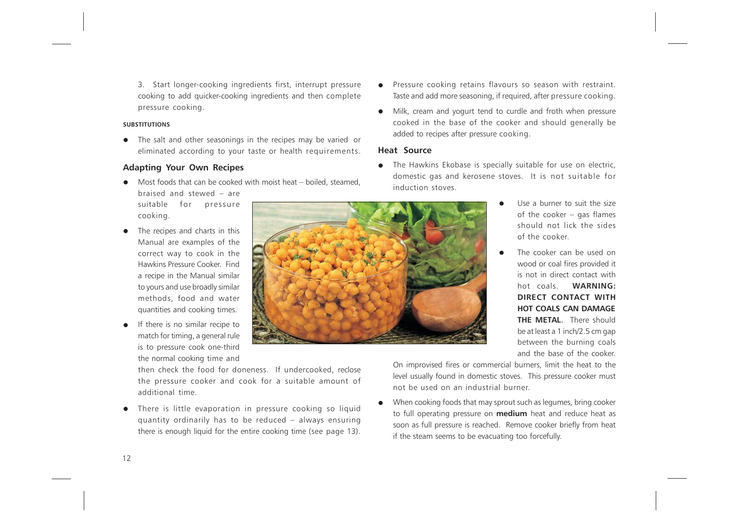3. Start longer-cooking ingredients first, interrupt pressure cooking to add quicker-cooking ingredients and then complete pressure cooking.

**SUBSTITUTIONS**

- The salt and other seasonings in the recipes may be varied or eliminated according to your taste or health requirements.

### Adapting Your Own Recipes

- Most foods that can be cooked with moist heat – boiled, steamed, braised and stewed – are suitable for pressure cooking.
- The recipes and charts in this Manual are examples of the correct way to cook in the Hawkins Pressure Cooker. Find a recipe in the Manual similar to yours and use broadly similar methods, food and water quantities and cooking times.
- If there is no similar recipe to match for timing, a general rule is to pressure cook one-third the normal cooking time and then check the food for doneness. If undercooked, reclose the pressure cooker and cook for a suitable amount of additional time.
- There is little evaporation in pressure cooking so liquid quantity ordinarily has to be reduced – always ensuring there is enough liquid for the entire cooking time (see page 13).
- Pressure cooking retains flavours so season with restraint. Taste and add more seasoning, if required, after pressure cooking.
- Milk, cream and yogurt tend to curdle and froth when pressure cooked in the base of the cooker and should generally be added to recipes after pressure cooking.

### Heat Source

- The Hawkins Ekobase is specially suitable for use on electric, domestic gas and kerosene stoves. It is not suitable for induction stoves.
- Use a burner to suit the size of the cooker – gas flames should not lick the sides of the cooker.
- The cooker can be used on wood or coal fires provided it is not in direct contact with hot coals. **WARNING: DIRECT CONTACT WITH HOT COALS CAN DAMAGE THE METAL**. There should be at least a 1 inch/2.5 cm gap between the burning coals and the base of the cooker. On improvised fires or commercial burners, limit the heat to the level usually found in domestic stoves. This pressure cooker must not be used on an industrial burner.
- When cooking foods that may sprout such as legumes, bring cooker to full operating pressure on **medium** heat and reduce heat as soon as full pressure is reached. Remove cooker briefly from heat if the steam seems to be evacuating too forcefully.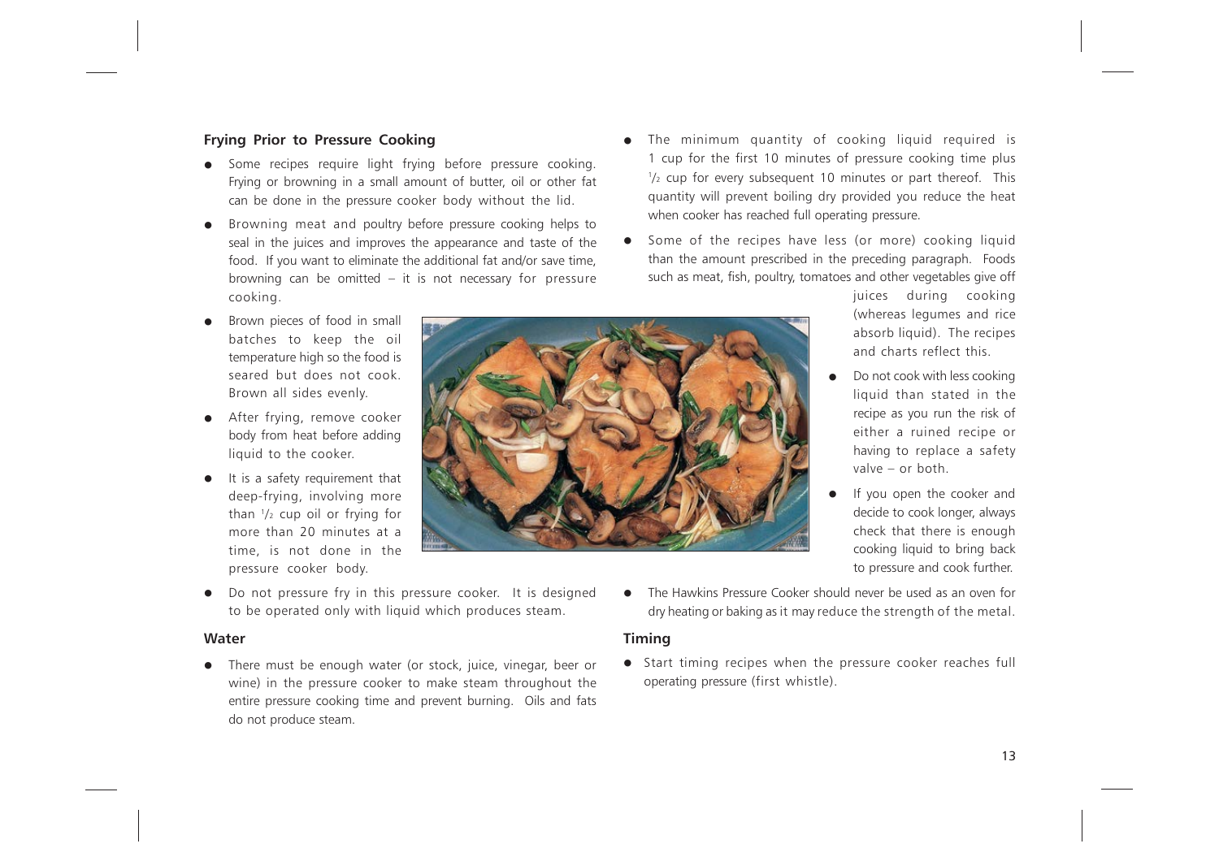## Frying Prior to Pressure Cooking

- Some recipes require light frying before pressure cooking. Frying or browning in a small amount of butter, oil or other fat can be done in the pressure cooker body without the lid.
- Browning meat and poultry before pressure cooking helps to seal in the juices and improves the appearance and taste of the food. If you want to eliminate the additional fat and/or save time, browning can be omitted – it is not necessary for pressure cooking.
- Brown pieces of food in small batches to keep the oil temperature high so the food is seared but does not cook. Brown all sides evenly.
- After frying, remove cooker body from heat before adding liquid to the cooker.
- It is a safety requirement that deep-frying, involving more than 1/2 cup oil or frying for more than 20 minutes at a time, is not done in the pressure cooker body.
- Do not pressure fry in this pressure cooker. It is designed to be operated only with liquid which produces steam.

## Water

- There must be enough water (or stock, juice, vinegar, beer or wine) in the pressure cooker to make steam throughout the entire pressure cooking time and prevent burning. Oils and fats do not produce steam.
- The minimum quantity of cooking liquid required is 1 cup for the first 10 minutes of pressure cooking time plus 1/2 cup for every subsequent 10 minutes or part thereof. This quantity will prevent boiling dry provided you reduce the heat when cooker has reached full operating pressure.
- Some of the recipes have less (or more) cooking liquid than the amount prescribed in the preceding paragraph. Foods such as meat, fish, poultry, tomatoes and other vegetables give off juices during cooking (whereas legumes and rice absorb liquid). The recipes and charts reflect this.
- Do not cook with less cooking liquid than stated in the recipe as you run the risk of either a ruined recipe or having to replace a safety valve – or both.
- If you open the cooker and decide to cook longer, always check that there is enough cooking liquid to bring back to pressure and cook further.
- The Hawkins Pressure Cooker should never be used as an oven for dry heating or baking as it may reduce the strength of the metal.

## Timing

- Start timing recipes when the pressure cooker reaches full operating pressure (first whistle).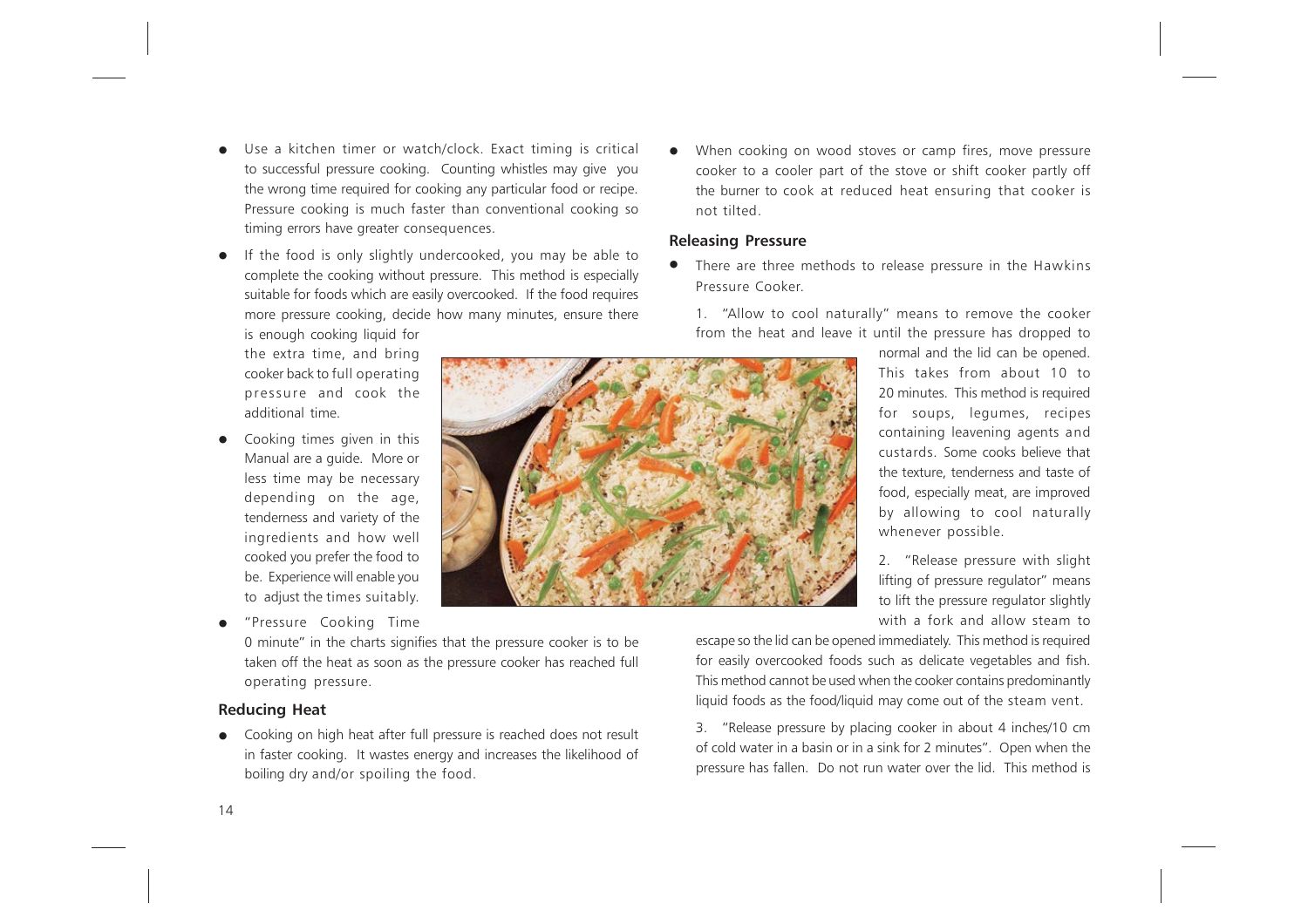- Use a kitchen timer or watch/clock. Exact timing is critical to successful pressure cooking. Counting whistles may give you the wrong time required for cooking any particular food or recipe. Pressure cooking is much faster than conventional cooking so timing errors have greater consequences.

- If the food is only slightly undercooked, you may be able to complete the cooking without pressure. This method is especially suitable for foods which are easily overcooked. If the food requires more pressure cooking, decide how many minutes, ensure there is enough cooking liquid for the extra time, and bring cooker back to full operating pressure and cook the additional time.

- Cooking times given in this Manual are a guide. More or less time may be necessary depending on the age, tenderness and variety of the ingredients and how well cooked you prefer the food to be. Experience will enable you to adjust the times suitably.

- "Pressure Cooking Time 0 minute" in the charts signifies that the pressure cooker is to be taken off the heat as soon as the pressure cooker has reached full operating pressure.

### Reducing Heat

- Cooking on high heat after full pressure is reached does not result in faster cooking. It wastes energy and increases the likelihood of boiling dry and/or spoiling the food.

- When cooking on wood stoves or camp fires, move pressure cooker to a cooler part of the stove or shift cooker partly off the burner to cook at reduced heat ensuring that cooker is not tilted.

### Releasing Pressure

- There are three methods to release pressure in the Hawkins Pressure Cooker.

  1. "Allow to cool naturally" means to remove the cooker from the heat and leave it until the pressure has dropped to normal and the lid can be opened. This takes from about 10 to 20 minutes. This method is required for soups, legumes, recipes containing leavening agents and custards. Some cooks believe that the texture, tenderness and taste of food, especially meat, are improved by allowing to cool naturally whenever possible.

  2. "Release pressure with slight lifting of pressure regulator" means to lift the pressure regulator slightly with a fork and allow steam to escape so the lid can be opened immediately. This method is required for easily overcooked foods such as delicate vegetables and fish. This method cannot be used when the cooker contains predominantly liquid foods as the food/liquid may come out of the steam vent.

  3. "Release pressure by placing cooker in about 4 inches/10 cm of cold water in a basin or in a sink for 2 minutes". Open when the pressure has fallen. Do not run water over the lid. This method is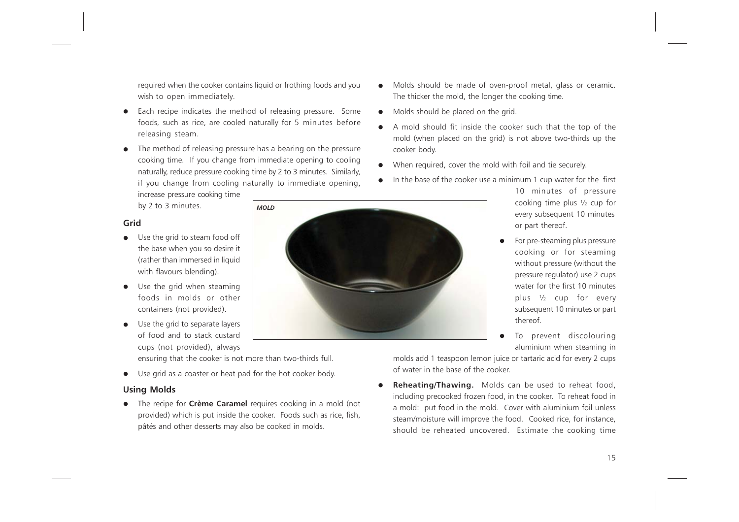required when the cooker contains liquid or frothing foods and you wish to open immediately.

- Each recipe indicates the method of releasing pressure. Some foods, such as rice, are cooled naturally for 5 minutes before releasing steam.
- The method of releasing pressure has a bearing on the pressure cooking time. If you change from immediate opening to cooling naturally, reduce pressure cooking time by 2 to 3 minutes. Similarly, if you change from cooling naturally to immediate opening, increase pressure cooking time by 2 to 3 minutes.

### Grid

- Use the grid to steam food off the base when you so desire it (rather than immersed in liquid with flavours blending).
- Use the grid when steaming foods in molds or other containers (not provided).
- Use the grid to separate layers of food and to stack custard cups (not provided), always ensuring that the cooker is not more than two-thirds full.
- Use grid as a coaster or heat pad for the hot cooker body.

### Using Molds

- The recipe for **Crème Caramel** requires cooking in a mold (not provided) which is put inside the cooker. Foods such as rice, fish, pâtés and other desserts may also be cooked in molds.

*MOLD*

- Molds should be made of oven-proof metal, glass or ceramic. The thicker the mold, the longer the cooking time.
- Molds should be placed on the grid.
- A mold should fit inside the cooker such that the top of the mold (when placed on the grid) is not above two-thirds up the cooker body.
- When required, cover the mold with foil and tie securely.
- In the base of the cooker use a minimum 1 cup water for the first 10 minutes of pressure cooking time plus ½ cup for every subsequent 10 minutes or part thereof.
- For pre-steaming plus pressure cooking or for steaming without pressure (without the pressure regulator) use 2 cups water for the first 10 minutes plus ½ cup for every subsequent 10 minutes or part thereof.
- To prevent discolouring aluminium when steaming in molds add 1 teaspoon lemon juice or tartaric acid for every 2 cups of water in the base of the cooker.
- **Reheating/Thawing.** Molds can be used to reheat food, including precooked frozen food, in the cooker. To reheat food in a mold: put food in the mold. Cover with aluminium foil unless steam/moisture will improve the food. Cooked rice, for instance, should be reheated uncovered. Estimate the cooking time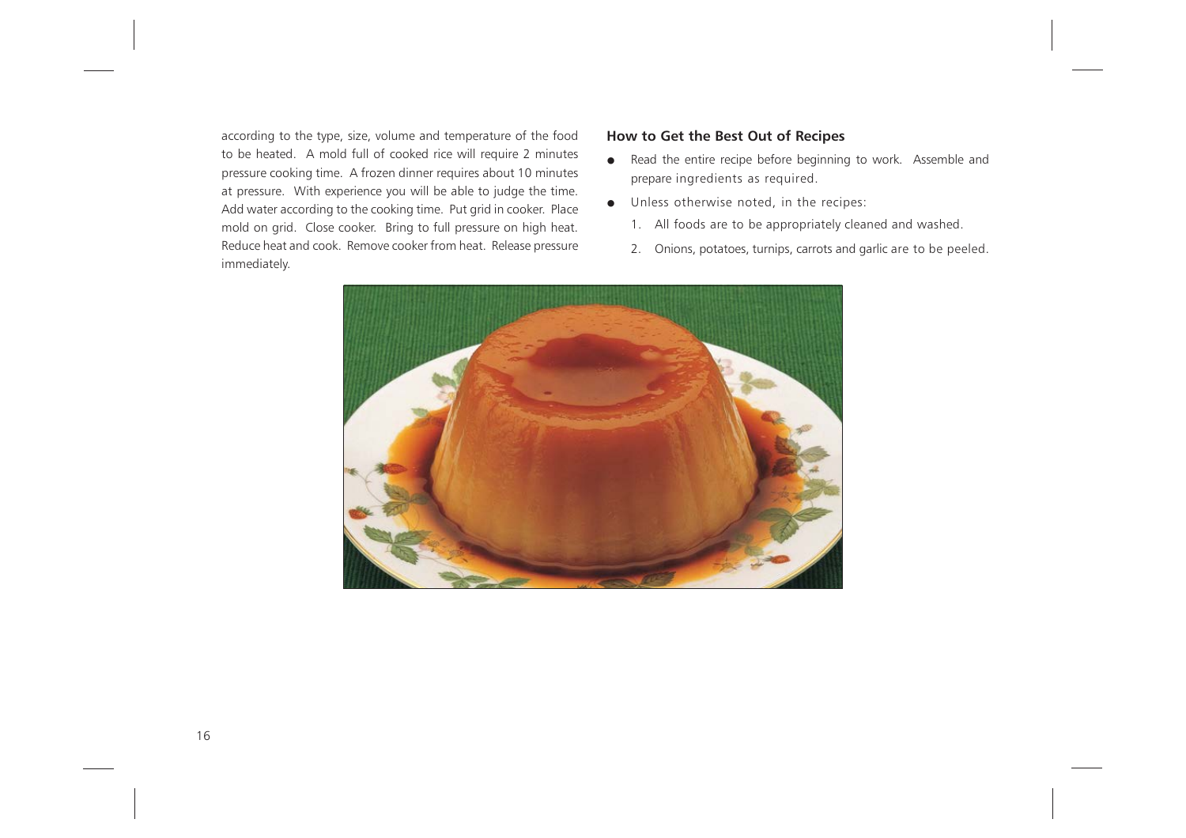according to the type, size, volume and temperature of the food to be heated. A mold full of cooked rice will require 2 minutes pressure cooking time. A frozen dinner requires about 10 minutes at pressure. With experience you will be able to judge the time. Add water according to the cooking time. Put grid in cooker. Place mold on grid. Close cooker. Bring to full pressure on high heat. Reduce heat and cook. Remove cooker from heat. Release pressure immediately.

### How to Get the Best Out of Recipes

- Read the entire recipe before beginning to work. Assemble and prepare ingredients as required.
- Unless otherwise noted, in the recipes:
  1. All foods are to be appropriately cleaned and washed.
  2. Onions, potatoes, turnips, carrots and garlic are to be peeled.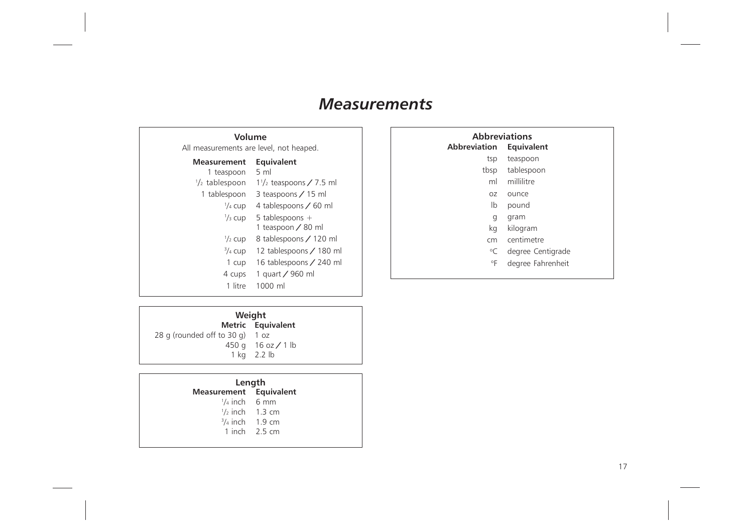# Measurements

### Volume

All measurements are level, not heaped.

| Measurement | Equivalent |
|---|---|
| 1 teaspoon | 5 ml |
| 1/2 tablespoon | 1 1/2 teaspoons / 7.5 ml |
| 1 tablespoon | 3 teaspoons / 15 ml |
| 1/4 cup | 4 tablespoons / 60 ml |
| 1/3 cup | 5 tablespoons + 1 teaspoon / 80 ml |
| 1/2 cup | 8 tablespoons / 120 ml |
| 3/4 cup | 12 tablespoons / 180 ml |
| 1 cup | 16 tablespoons / 240 ml |
| 4 cups | 1 quart / 960 ml |
| 1 litre | 1000 ml |

### Weight

| Metric | Equivalent |
|---|---|
| 28 g (rounded off to 30 g) | 1 oz |
| 450 g | 16 oz / 1 lb |
| 1 kg | 2.2 lb |

### Length

| Measurement | Equivalent |
|---|---|
| 1/4 inch | 6 mm |
| 1/2 inch | 1.3 cm |
| 3/4 inch | 1.9 cm |
| 1 inch | 2.5 cm |

### Abbreviations

| Abbreviation | Equivalent |
|---|---|
| tsp | teaspoon |
| tbsp | tablespoon |
| ml | millilitre |
| oz | ounce |
| lb | pound |
| g | gram |
| kg | kilogram |
| cm | centimetre |
| °C | degree Centigrade |
| °F | degree Fahrenheit |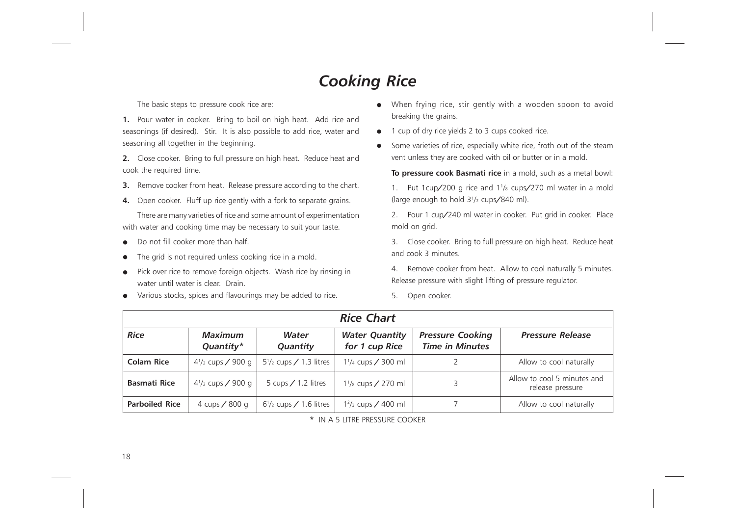# Cooking Rice

The basic steps to pressure cook rice are:

**1.** Pour water in cooker. Bring to boil on high heat. Add rice and seasonings (if desired). Stir. It is also possible to add rice, water and seasoning all together in the beginning.

**2.** Close cooker. Bring to full pressure on high heat. Reduce heat and cook the required time.

**3.** Remove cooker from heat. Release pressure according to the chart.

**4.** Open cooker. Fluff up rice gently with a fork to separate grains.

There are many varieties of rice and some amount of experimentation with water and cooking time may be necessary to suit your taste.

- Do not fill cooker more than half.
- The grid is not required unless cooking rice in a mold.
- Pick over rice to remove foreign objects. Wash rice by rinsing in water until water is clear. Drain.
- Various stocks, spices and flavourings may be added to rice.
- When frying rice, stir gently with a wooden spoon to avoid breaking the grains.
- 1 cup of dry rice yields 2 to 3 cups cooked rice.
- Some varieties of rice, especially white rice, froth out of the steam vent unless they are cooked with oil or butter or in a mold.

**To pressure cook Basmati rice** in a mold, such as a metal bowl:

1. Put 1cup/200 g rice and 1 1/8 cups/270 ml water in a mold (large enough to hold 3 1/2 cups/840 ml).
2. Pour 1 cup/240 ml water in cooker. Put grid in cooker. Place mold on grid.
3. Close cooker. Bring to full pressure on high heat. Reduce heat and cook 3 minutes.
4. Remove cooker from heat. Allow to cool naturally 5 minutes. Release pressure with slight lifting of pressure regulator.
5. Open cooker.

| *Rice Chart* | | | | | |
|---|---|---|---|---|---|
| ***Rice*** | ***Maximum Quantity**** | ***Water Quantity*** | ***Water Quantity for 1 cup Rice*** | ***Pressure Cooking Time in Minutes*** | ***Pressure Release*** |
| **Colam Rice** | 4 1/2 cups / 900 g | 5 1/2 cups / 1.3 litres | 1 1/4 cups / 300 ml | 2 | Allow to cool naturally |
| **Basmati Rice** | 4 1/2 cups / 900 g | 5 cups / 1.2 litres | 1 1/8 cups / 270 ml | 3 | Allow to cool 5 minutes and release pressure |
| **Parboiled Rice** | 4 cups / 800 g | 6 1/2 cups / 1.6 litres | 1 2/3 cups / 400 ml | 7 | Allow to cool naturally |

* IN A 5 LITRE PRESSURE COOKER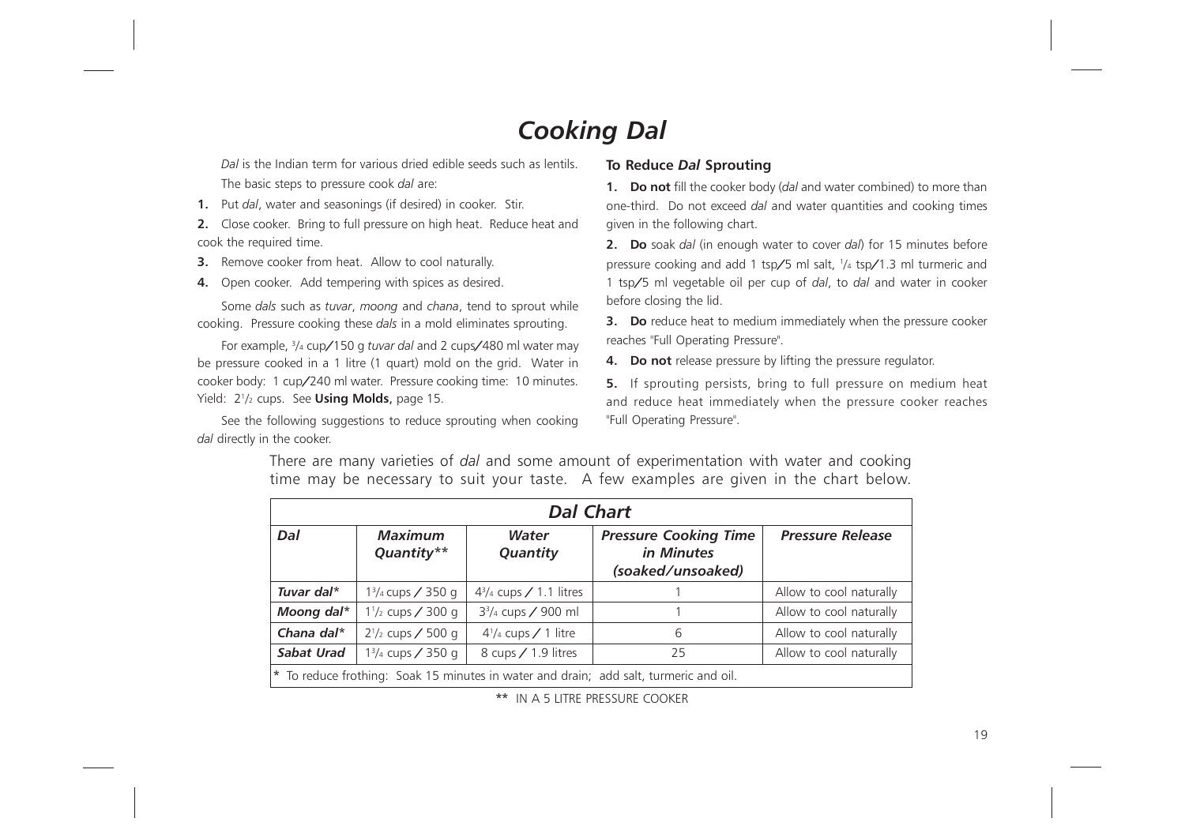# Cooking Dal

*Dal* is the Indian term for various dried edible seeds such as lentils.

The basic steps to pressure cook *dal* are:

**1.** Put *dal*, water and seasonings (if desired) in cooker. Stir.

**2.** Close cooker. Bring to full pressure on high heat. Reduce heat and cook the required time.

**3.** Remove cooker from heat. Allow to cool naturally.

**4.** Open cooker. Add tempering with spices as desired.

Some *dals* such as *tuvar*, *moong* and *chana*, tend to sprout while cooking. Pressure cooking these *dals* in a mold eliminates sprouting.

For example, 3/4 cup/150 g *tuvar dal* and 2 cups/480 ml water may be pressure cooked in a 1 litre (1 quart) mold on the grid. Water in cooker body: 1 cup/240 ml water. Pressure cooking time: 10 minutes. Yield: 2 1/2 cups. See **Using Molds,** page 15.

See the following suggestions to reduce sprouting when cooking *dal* directly in the cooker.

**To Reduce *Dal* Sprouting**

**1. Do not** fill the cooker body (*dal* and water combined) to more than one-third. Do not exceed *dal* and water quantities and cooking times given in the following chart.

**2. Do** soak *dal* (in enough water to cover *dal*) for 15 minutes before pressure cooking and add 1 tsp/5 ml salt, 1/4 tsp/1.3 ml turmeric and 1 tsp/5 ml vegetable oil per cup of *dal*, to *dal* and water in cooker before closing the lid.

**3. Do** reduce heat to medium immediately when the pressure cooker reaches "Full Operating Pressure".

**4. Do not** release pressure by lifting the pressure regulator.

**5.** If sprouting persists, bring to full pressure on medium heat and reduce heat immediately when the pressure cooker reaches "Full Operating Pressure".

There are many varieties of *dal* and some amount of experimentation with water and cooking time may be necessary to suit your taste. A few examples are given in the chart below.

***Dal Chart***

| *Dal* | *Maximum Quantity*** | *Water Quantity* | *Pressure Cooking Time in Minutes (soaked/unsoaked)* | *Pressure Release* |
|---|---|---|---|---|
| ***Tuvar dal**** | 1 3/4 cups / 350 g | 4 3/4 cups / 1.1 litres | 1 | Allow to cool naturally |
| ***Moong dal**** | 1 1/2 cups / 300 g | 3 3/4 cups / 900 ml | 1 | Allow to cool naturally |
| ***Chana dal**** | 2 1/2 cups / 500 g | 4 1/4 cups / 1 litre | 6 | Allow to cool naturally |
| ***Sabat Urad*** | 1 3/4 cups / 350 g | 8 cups / 1.9 litres | 25 | Allow to cool naturally |

\* To reduce frothing: Soak 15 minutes in water and drain; add salt, turmeric and oil.

** IN A 5 LITRE PRESSURE COOKER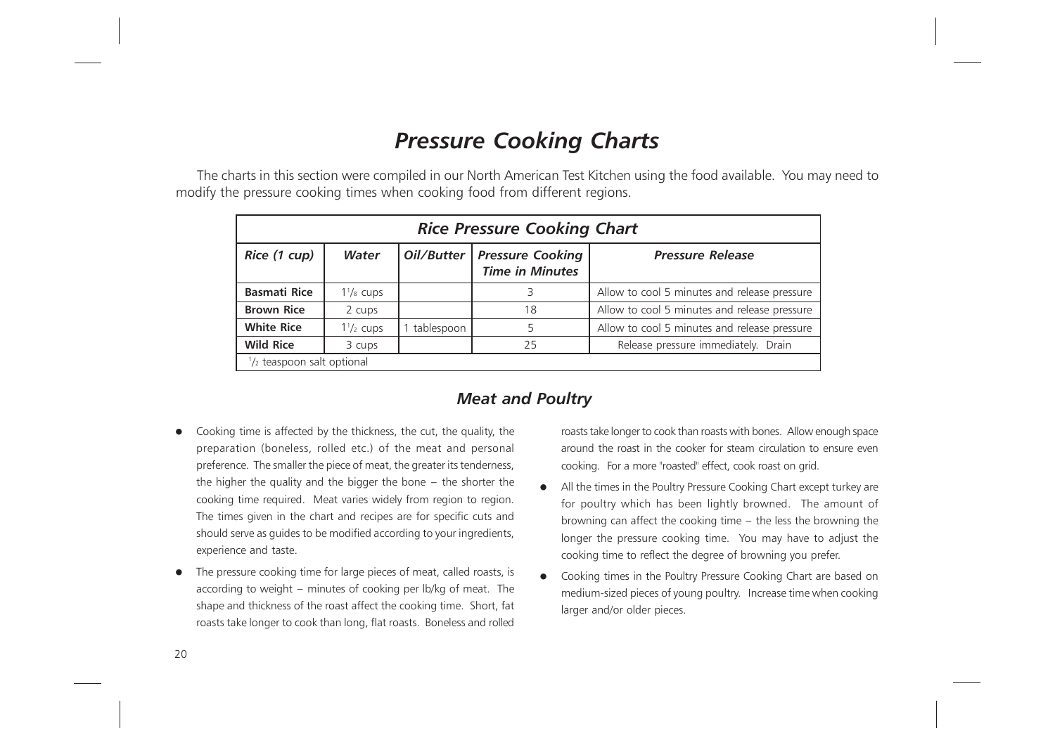# *Pressure Cooking Charts*

The charts in this section were compiled in our North American Test Kitchen using the food available. You may need to modify the pressure cooking times when cooking food from different regions.

| *Rice Pressure Cooking Chart* | | | | |
|---|---|---|---|---|
| ***Rice (1 cup)*** | ***Water*** | ***Oil/Butter*** | ***Pressure Cooking Time in Minutes*** | ***Pressure Release*** |
| **Basmati Rice** | 1 1/8 cups | | 3 | Allow to cool 5 minutes and release pressure |
| **Brown Rice** | 2 cups | | 18 | Allow to cool 5 minutes and release pressure |
| **White Rice** | 1 1/2 cups | 1 tablespoon | 5 | Allow to cool 5 minutes and release pressure |
| **Wild Rice** | 3 cups | | 25 | Release pressure immediately. Drain |
| 1/2 teaspoon salt optional | | | | |

## *Meat and Poultry*

- Cooking time is affected by the thickness, the cut, the quality, the preparation (boneless, rolled etc.) of the meat and personal preference. The smaller the piece of meat, the greater its tenderness, the higher the quality and the bigger the bone – the shorter the cooking time required. Meat varies widely from region to region. The times given in the chart and recipes are for specific cuts and should serve as guides to be modified according to your ingredients, experience and taste.
- The pressure cooking time for large pieces of meat, called roasts, is according to weight – minutes of cooking per lb/kg of meat. The shape and thickness of the roast affect the cooking time. Short, fat roasts take longer to cook than long, flat roasts. Boneless and rolled roasts take longer to cook than roasts with bones. Allow enough space around the roast in the cooker for steam circulation to ensure even cooking. For a more "roasted" effect, cook roast on grid.
- All the times in the Poultry Pressure Cooking Chart except turkey are for poultry which has been lightly browned. The amount of browning can affect the cooking time – the less the browning the longer the pressure cooking time. You may have to adjust the cooking time to reflect the degree of browning you prefer.
- Cooking times in the Poultry Pressure Cooking Chart are based on medium-sized pieces of young poultry. Increase time when cooking larger and/or older pieces.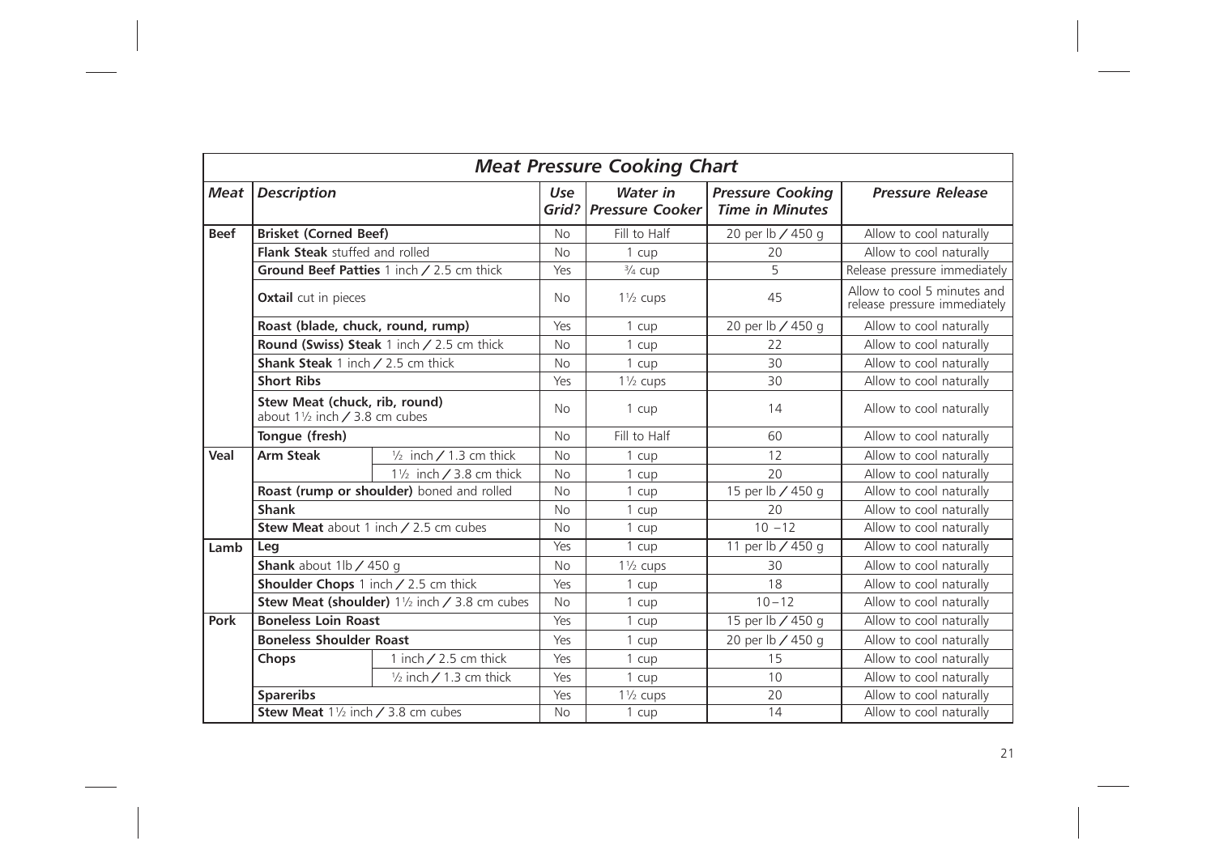| *Meat Pressure Cooking Chart* | | | | | | |
|---|---|---|---|---|---|---|
| ***Meat*** | ***Description*** | | ***Use Grid?*** | ***Water in Pressure Cooker*** | ***Pressure Cooking Time in Minutes*** | ***Pressure Release*** |
| **Beef** | **Brisket (Corned Beef)** | | No | Fill to Half | 20 per lb / 450 g | Allow to cool naturally |
| | **Flank Steak** stuffed and rolled | | No | 1 cup | 20 | Allow to cool naturally |
| | **Ground Beef Patties** 1 inch / 2.5 cm thick | | Yes | ¾ cup | 5 | Release pressure immediately |
| | **Oxtail** cut in pieces | | No | 1½ cups | 45 | Allow to cool 5 minutes and release pressure immediately |
| | **Roast (blade, chuck, round, rump)** | | Yes | 1 cup | 20 per lb / 450 g | Allow to cool naturally |
| | **Round (Swiss) Steak** 1 inch / 2.5 cm thick | | No | 1 cup | 22 | Allow to cool naturally |
| | **Shank Steak** 1 inch / 2.5 cm thick | | No | 1 cup | 30 | Allow to cool naturally |
| | **Short Ribs** | | Yes | 1½ cups | 30 | Allow to cool naturally |
| | **Stew Meat (chuck, rib, round)** about 1½ inch / 3.8 cm cubes | | No | 1 cup | 14 | Allow to cool naturally |
| | **Tongue (fresh)** | | No | Fill to Half | 60 | Allow to cool naturally |
| **Veal** | **Arm Steak** | ½ inch / 1.3 cm thick | No | 1 cup | 12 | Allow to cool naturally |
| | | 1½ inch / 3.8 cm thick | No | 1 cup | 20 | Allow to cool naturally |
| | **Roast (rump or shoulder)** boned and rolled | | No | 1 cup | 15 per lb / 450 g | Allow to cool naturally |
| | **Shank** | | No | 1 cup | 20 | Allow to cool naturally |
| | **Stew Meat** about 1 inch / 2.5 cm cubes | | No | 1 cup | 10 –12 | Allow to cool naturally |
| **Lamb** | **Leg** | | Yes | 1 cup | 11 per lb / 450 g | Allow to cool naturally |
| | **Shank** about 1lb / 450 g | | No | 1½ cups | 30 | Allow to cool naturally |
| | **Shoulder Chops** 1 inch / 2.5 cm thick | | Yes | 1 cup | 18 | Allow to cool naturally |
| | **Stew Meat (shoulder)** 1½ inch / 3.8 cm cubes | | No | 1 cup | 10 – 12 | Allow to cool naturally |
| **Pork** | **Boneless Loin Roast** | | Yes | 1 cup | 15 per lb / 450 g | Allow to cool naturally |
| | **Boneless Shoulder Roast** | | Yes | 1 cup | 20 per lb / 450 g | Allow to cool naturally |
| | **Chops** | 1 inch / 2.5 cm thick | Yes | 1 cup | 15 | Allow to cool naturally |
| | | ½ inch / 1.3 cm thick | Yes | 1 cup | 10 | Allow to cool naturally |
| | **Spareribs** | | Yes | 1½ cups | 20 | Allow to cool naturally |
| | **Stew Meat** 1½ inch / 3.8 cm cubes | | No | 1 cup | 14 | Allow to cool naturally |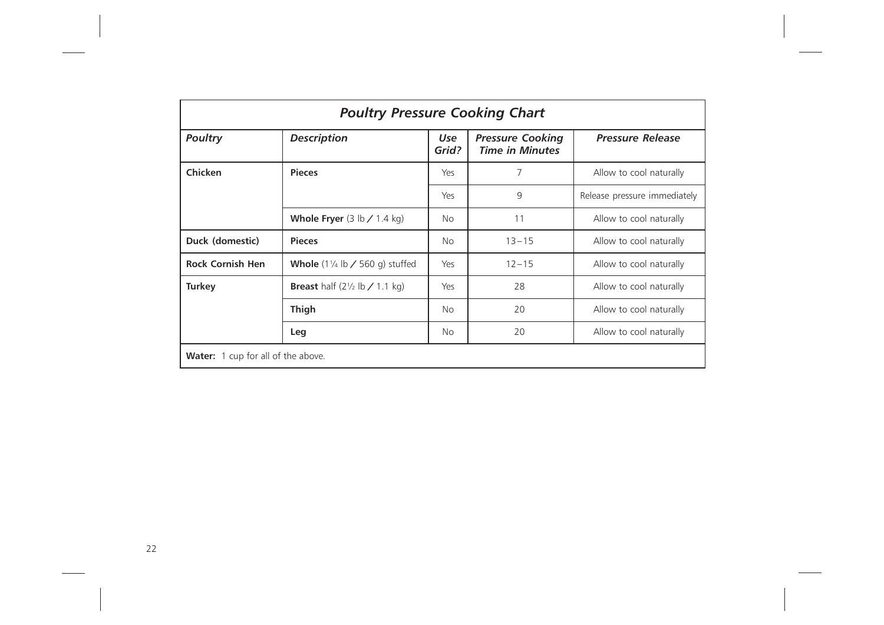## *Poultry Pressure Cooking Chart*

| *Poultry* | *Description* | *Use Grid?* | *Pressure Cooking Time in Minutes* | *Pressure Release* |
|---|---|---|---|---|
| **Chicken** | **Pieces** | Yes | 7 | Allow to cool naturally |
| | | Yes | 9 | Release pressure immediately |
| | **Whole Fryer** (3 lb / 1.4 kg) | No | 11 | Allow to cool naturally |
| **Duck (domestic)** | **Pieces** | No | 13 – 15 | Allow to cool naturally |
| **Rock Cornish Hen** | **Whole** (1¼ lb / 560 g) stuffed | Yes | 12 – 15 | Allow to cool naturally |
| **Turkey** | **Breast** half (2½ lb / 1.1 kg) | Yes | 28 | Allow to cool naturally |
| | **Thigh** | No | 20 | Allow to cool naturally |
| | **Leg** | No | 20 | Allow to cool naturally |

**Water:** 1 cup for all of the above.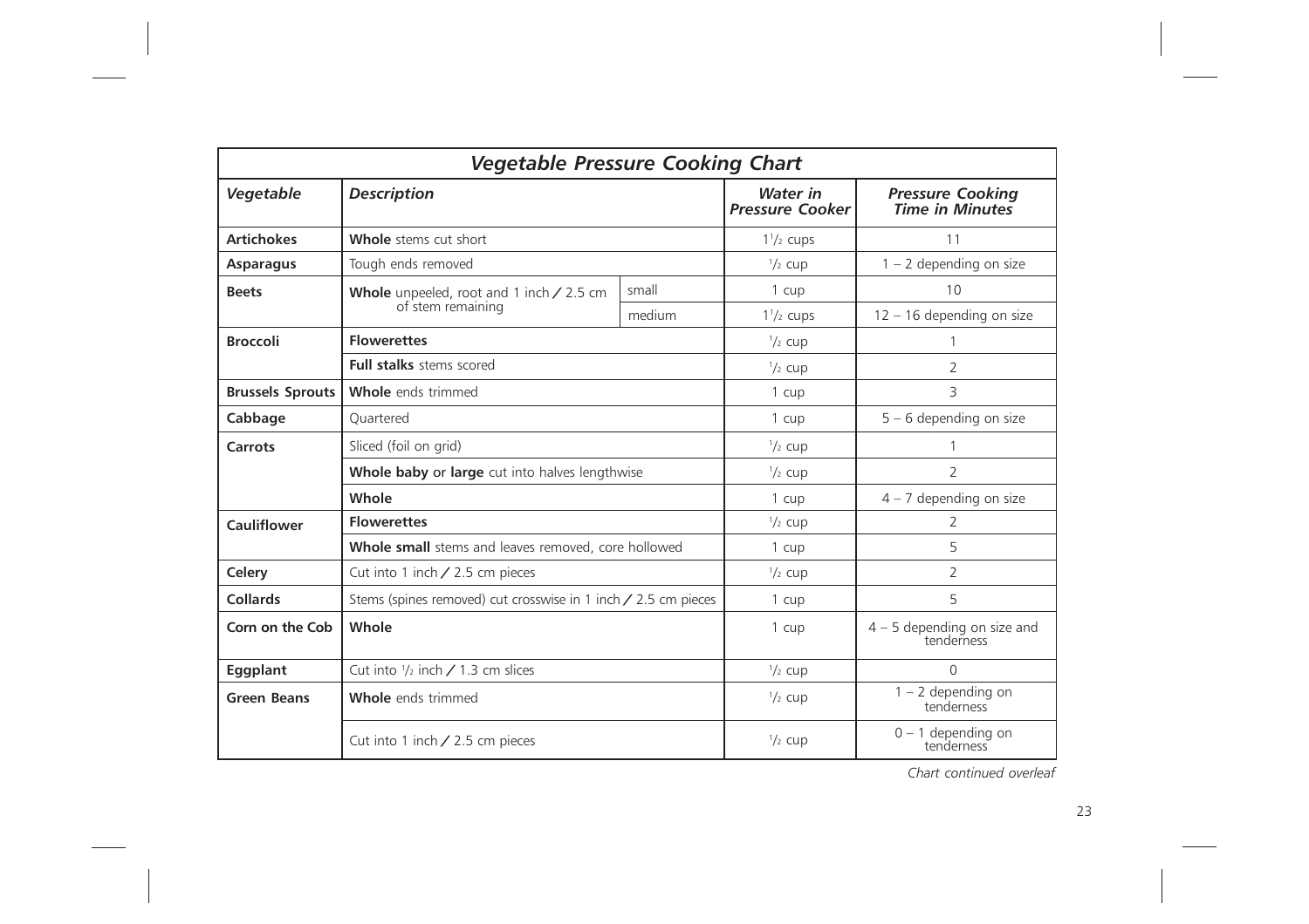| ***Vegetable Pressure Cooking Chart*** | | | | |
|---|---|---|---|---|
| ***Vegetable*** | ***Description*** | | ***Water in Pressure Cooker*** | ***Pressure Cooking Time in Minutes*** |
| **Artichokes** | **Whole** stems cut short | | 1½ cups | 11 |
| **Asparagus** | Tough ends removed | | ½ cup | 1 – 2 depending on size |
| **Beets** | **Whole** unpeeled, root and 1 inch / 2.5 cm of stem remaining | small | 1 cup | 10 |
| | | medium | 1½ cups | 12 – 16 depending on size |
| **Broccoli** | **Flowerettes** | | ½ cup | 1 |
| | **Full stalks** stems scored | | ½ cup | 2 |
| **Brussels Sprouts** | **Whole** ends trimmed | | 1 cup | 3 |
| **Cabbage** | Quartered | | 1 cup | 5 – 6 depending on size |
| **Carrots** | Sliced (foil on grid) | | ½ cup | 1 |
| | **Whole baby** or **large** cut into halves lengthwise | | ½ cup | 2 |
| | **Whole** | | 1 cup | 4 – 7 depending on size |
| **Cauliflower** | **Flowerettes** | | ½ cup | 2 |
| | **Whole small** stems and leaves removed, core hollowed | | 1 cup | 5 |
| **Celery** | Cut into 1 inch / 2.5 cm pieces | | ½ cup | 2 |
| **Collards** | Stems (spines removed) cut crosswise in 1 inch / 2.5 cm pieces | | 1 cup | 5 |
| **Corn on the Cob** | **Whole** | | 1 cup | 4 – 5 depending on size and tenderness |
| **Eggplant** | Cut into ½ inch / 1.3 cm slices | | ½ cup | 0 |
| **Green Beans** | **Whole** ends trimmed | | ½ cup | 1 – 2 depending on tenderness |
| | Cut into 1 inch / 2.5 cm pieces | | ½ cup | 0 – 1 depending on tenderness |

*Chart continued overleaf*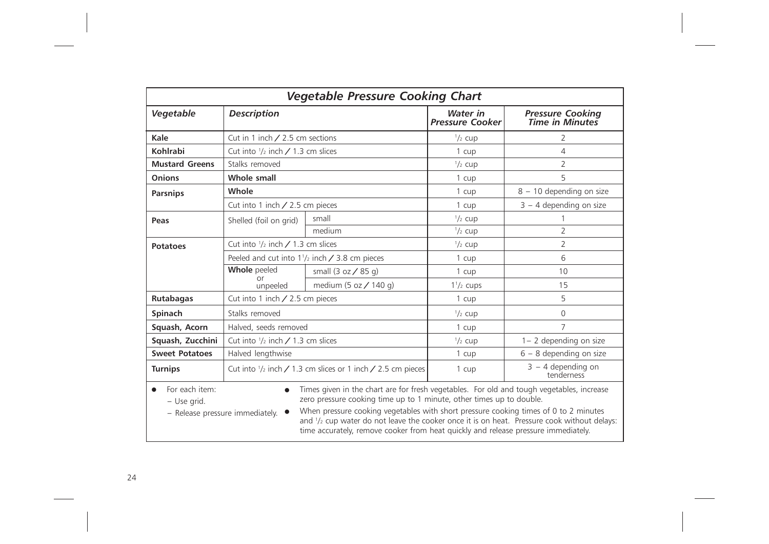## *Vegetable Pressure Cooking Chart*

| *Vegetable* | *Description* | | *Water in Pressure Cooker* | *Pressure Cooking Time in Minutes* |
|---|---|---|---|---|
| **Kale** | Cut in 1 inch / 2.5 cm sections | | 1/2 cup | 2 |
| **Kohlrabi** | Cut into 1/2 inch / 1.3 cm slices | | 1 cup | 4 |
| **Mustard Greens** | Stalks removed | | 1/2 cup | 2 |
| **Onions** | **Whole small** | | 1 cup | 5 |
| **Parsnips** | **Whole** | | 1 cup | 8 – 10 depending on size |
| | Cut into 1 inch / 2.5 cm pieces | | 1 cup | 3 – 4 depending on size |
| **Peas** | Shelled (foil on grid) | small | 1/2 cup | 1 |
| | | medium | 1/2 cup | 2 |
| **Potatoes** | Cut into 1/2 inch / 1.3 cm slices | | 1/2 cup | 2 |
| | Peeled and cut into 1 1/2 inch / 3.8 cm pieces | | 1 cup | 6 |
| | **Whole** peeled or unpeeled | small (3 oz / 85 g) | 1 cup | 10 |
| | | medium (5 oz / 140 g) | 1 1/2 cups | 15 |
| **Rutabagas** | Cut into 1 inch / 2.5 cm pieces | | 1 cup | 5 |
| **Spinach** | Stalks removed | | 1/2 cup | 0 |
| **Squash, Acorn** | Halved, seeds removed | | 1 cup | 7 |
| **Squash, Zucchini** | Cut into 1/2 inch / 1.3 cm slices | | 1/2 cup | 1– 2 depending on size |
| **Sweet Potatoes** | Halved lengthwise | | 1 cup | 6 – 8 depending on size |
| **Turnips** | Cut into 1/2 inch / 1.3 cm slices or 1 inch / 2.5 cm pieces | | 1 cup | 3 – 4 depending on tenderness |

- For each item:
  - Use grid.
  - Release pressure immediately.
- Times given in the chart are for fresh vegetables. For old and tough vegetables, increase zero pressure cooking time up to 1 minute, other times up to double.
- When pressure cooking vegetables with short pressure cooking times of 0 to 2 minutes and 1/2 cup water do not leave the cooker once it is on heat. Pressure cook without delays: time accurately, remove cooker from heat quickly and release pressure immediately.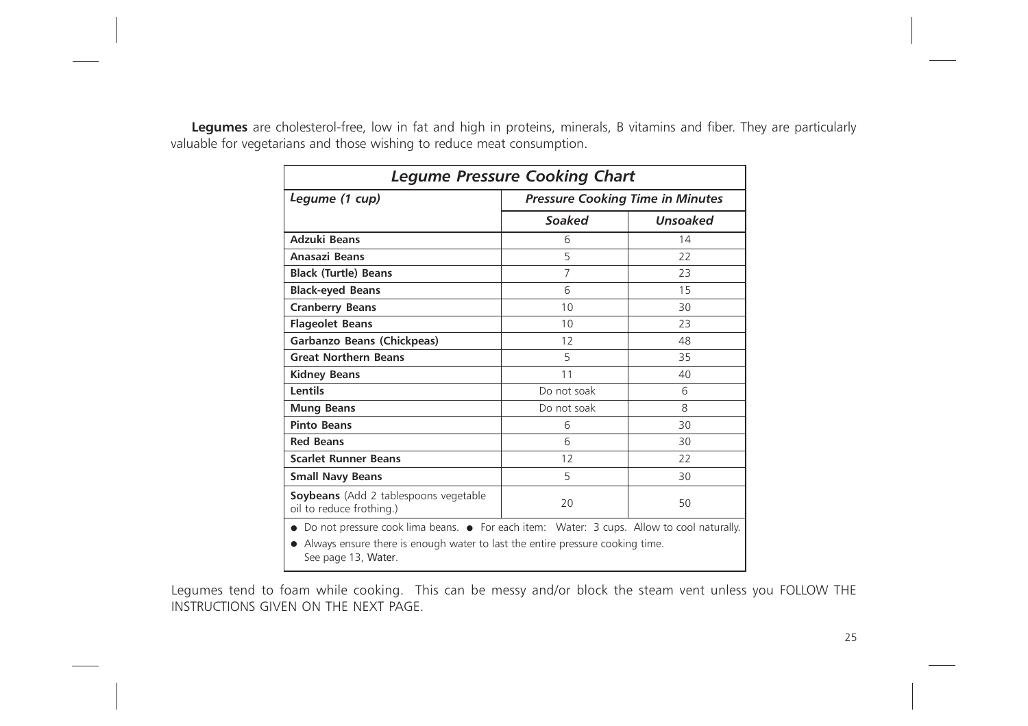**Legumes** are cholesterol-free, low in fat and high in proteins, minerals, B vitamins and fiber. They are particularly valuable for vegetarians and those wishing to reduce meat consumption.

| ***Legume Pressure Cooking Chart*** | | |
|---|---|---|
| *Legume (1 cup)* | ***Pressure Cooking Time in Minutes*** | |
| | ***Soaked*** | ***Unsoaked*** |
| **Adzuki Beans** | 6 | 14 |
| **Anasazi Beans** | 5 | 22 |
| **Black (Turtle) Beans** | 7 | 23 |
| **Black-eyed Beans** | 6 | 15 |
| **Cranberry Beans** | 10 | 30 |
| **Flageolet Beans** | 10 | 23 |
| **Garbanzo Beans (Chickpeas)** | 12 | 48 |
| **Great Northern Beans** | 5 | 35 |
| **Kidney Beans** | 11 | 40 |
| **Lentils** | Do not soak | 6 |
| **Mung Beans** | Do not soak | 8 |
| **Pinto Beans** | 6 | 30 |
| **Red Beans** | 6 | 30 |
| **Scarlet Runner Beans** | 12 | 22 |
| **Small Navy Beans** | 5 | 30 |
| **Soybeans** (Add 2 tablespoons vegetable oil to reduce frothing.) | 20 | 50 |

- Do not pressure cook lima beans. ● For each item: Water: 3 cups. Allow to cool naturally.
- Always ensure there is enough water to last the entire pressure cooking time. See page 13, Water.

Legumes tend to foam while cooking. This can be messy and/or block the steam vent unless you FOLLOW THE INSTRUCTIONS GIVEN ON THE NEXT PAGE.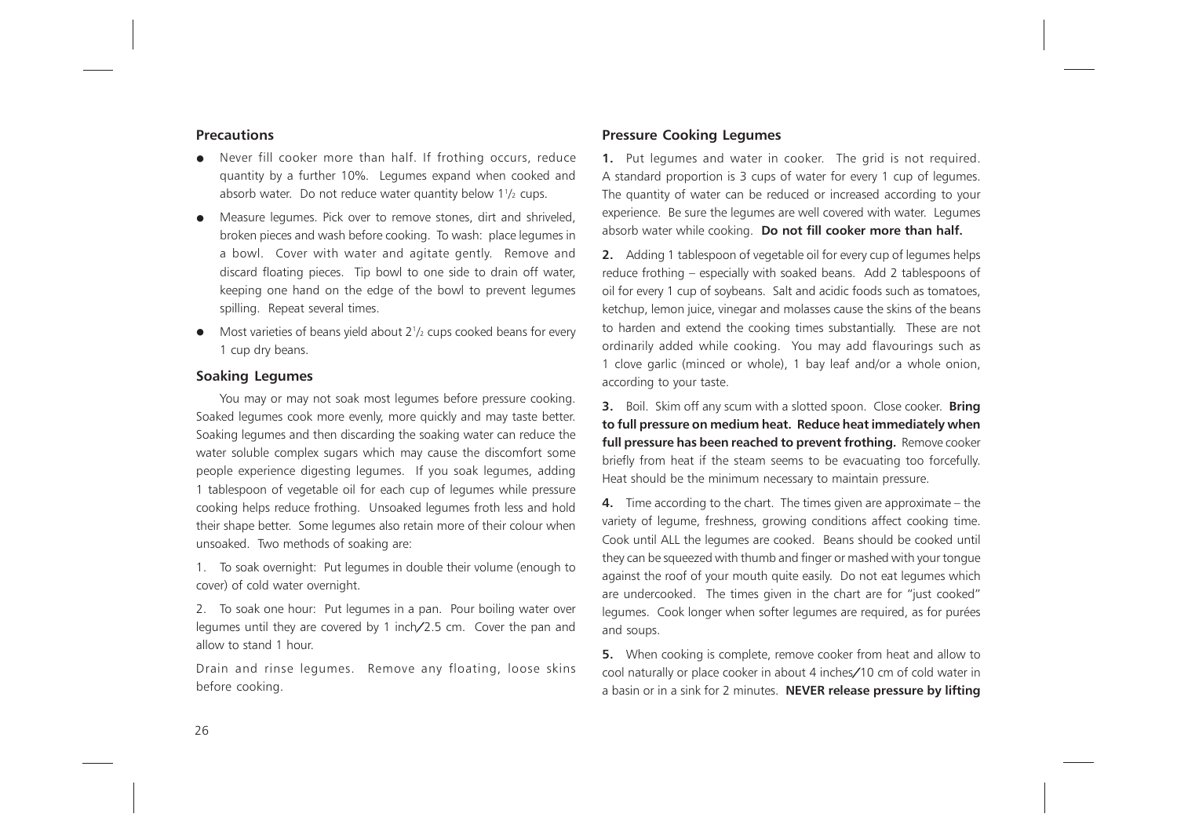## Precautions

- Never fill cooker more than half. If frothing occurs, reduce quantity by a further 10%. Legumes expand when cooked and absorb water. Do not reduce water quantity below 1½ cups.
- Measure legumes. Pick over to remove stones, dirt and shriveled, broken pieces and wash before cooking. To wash: place legumes in a bowl. Cover with water and agitate gently. Remove and discard floating pieces. Tip bowl to one side to drain off water, keeping one hand on the edge of the bowl to prevent legumes spilling. Repeat several times.
- Most varieties of beans yield about 2½ cups cooked beans for every 1 cup dry beans.

## Soaking Legumes

You may or may not soak most legumes before pressure cooking. Soaked legumes cook more evenly, more quickly and may taste better. Soaking legumes and then discarding the soaking water can reduce the water soluble complex sugars which may cause the discomfort some people experience digesting legumes. If you soak legumes, adding 1 tablespoon of vegetable oil for each cup of legumes while pressure cooking helps reduce frothing. Unsoaked legumes froth less and hold their shape better. Some legumes also retain more of their colour when unsoaked. Two methods of soaking are:

1. To soak overnight: Put legumes in double their volume (enough to cover) of cold water overnight.

2. To soak one hour: Put legumes in a pan. Pour boiling water over legumes until they are covered by 1 inch/2.5 cm. Cover the pan and allow to stand 1 hour.

Drain and rinse legumes. Remove any floating, loose skins before cooking.

## Pressure Cooking Legumes

**1.** Put legumes and water in cooker. The grid is not required. A standard proportion is 3 cups of water for every 1 cup of legumes. The quantity of water can be reduced or increased according to your experience. Be sure the legumes are well covered with water. Legumes absorb water while cooking. **Do not fill cooker more than half.**

**2.** Adding 1 tablespoon of vegetable oil for every cup of legumes helps reduce frothing – especially with soaked beans. Add 2 tablespoons of oil for every 1 cup of soybeans. Salt and acidic foods such as tomatoes, ketchup, lemon juice, vinegar and molasses cause the skins of the beans to harden and extend the cooking times substantially. These are not ordinarily added while cooking. You may add flavourings such as 1 clove garlic (minced or whole), 1 bay leaf and/or a whole onion, according to your taste.

**3.** Boil. Skim off any scum with a slotted spoon. Close cooker. **Bring to full pressure on medium heat. Reduce heat immediately when full pressure has been reached to prevent frothing.** Remove cooker briefly from heat if the steam seems to be evacuating too forcefully. Heat should be the minimum necessary to maintain pressure.

**4.** Time according to the chart. The times given are approximate – the variety of legume, freshness, growing conditions affect cooking time. Cook until ALL the legumes are cooked. Beans should be cooked until they can be squeezed with thumb and finger or mashed with your tongue against the roof of your mouth quite easily. Do not eat legumes which are undercooked. The times given in the chart are for "just cooked" legumes. Cook longer when softer legumes are required, as for purées and soups.

**5.** When cooking is complete, remove cooker from heat and allow to cool naturally or place cooker in about 4 inches/10 cm of cold water in a basin or in a sink for 2 minutes. **NEVER release pressure by lifting**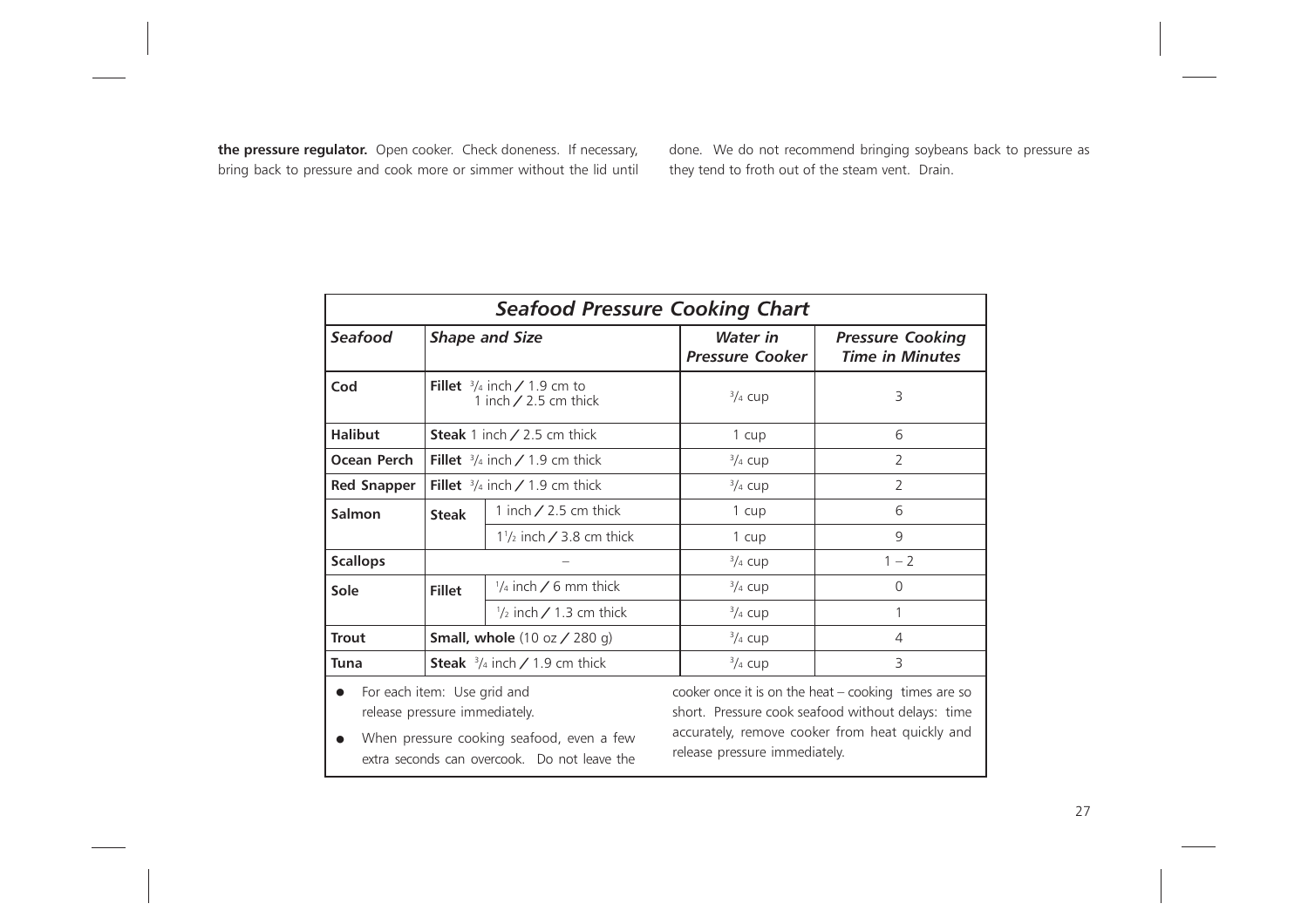**the pressure regulator.** Open cooker. Check doneness. If necessary, bring back to pressure and cook more or simmer without the lid until done. We do not recommend bringing soybeans back to pressure as they tend to froth out of the steam vent. Drain.

| *Seafood Pressure Cooking Chart* | | | | |
|---|---|---|---|---|
| ***Seafood*** | ***Shape and Size*** | | ***Water in Pressure Cooker*** | ***Pressure Cooking Time in Minutes*** |
| **Cod** | **Fillet** 3/4 inch / 1.9 cm to 1 inch / 2.5 cm thick | | 3/4 cup | 3 |
| **Halibut** | **Steak** 1 inch / 2.5 cm thick | | 1 cup | 6 |
| **Ocean Perch** | **Fillet** 3/4 inch / 1.9 cm thick | | 3/4 cup | 2 |
| **Red Snapper** | **Fillet** 3/4 inch / 1.9 cm thick | | 3/4 cup | 2 |
| **Salmon** | **Steak** | 1 inch / 2.5 cm thick | 1 cup | 6 |
| | | 1 1/2 inch / 3.8 cm thick | 1 cup | 9 |
| **Scallops** | – | | 3/4 cup | 1 – 2 |
| **Sole** | **Fillet** | 1/4 inch / 6 mm thick | 3/4 cup | 0 |
| | | 1/2 inch / 1.3 cm thick | 3/4 cup | 1 |
| **Trout** | **Small, whole** (10 oz / 280 g) | | 3/4 cup | 4 |
| **Tuna** | **Steak** 3/4 inch / 1.9 cm thick | | 3/4 cup | 3 |

- For each item: Use grid and release pressure immediately.
- When pressure cooking seafood, even a few extra seconds can overcook. Do not leave the cooker once it is on the heat – cooking times are so short. Pressure cook seafood without delays: time accurately, remove cooker from heat quickly and release pressure immediately.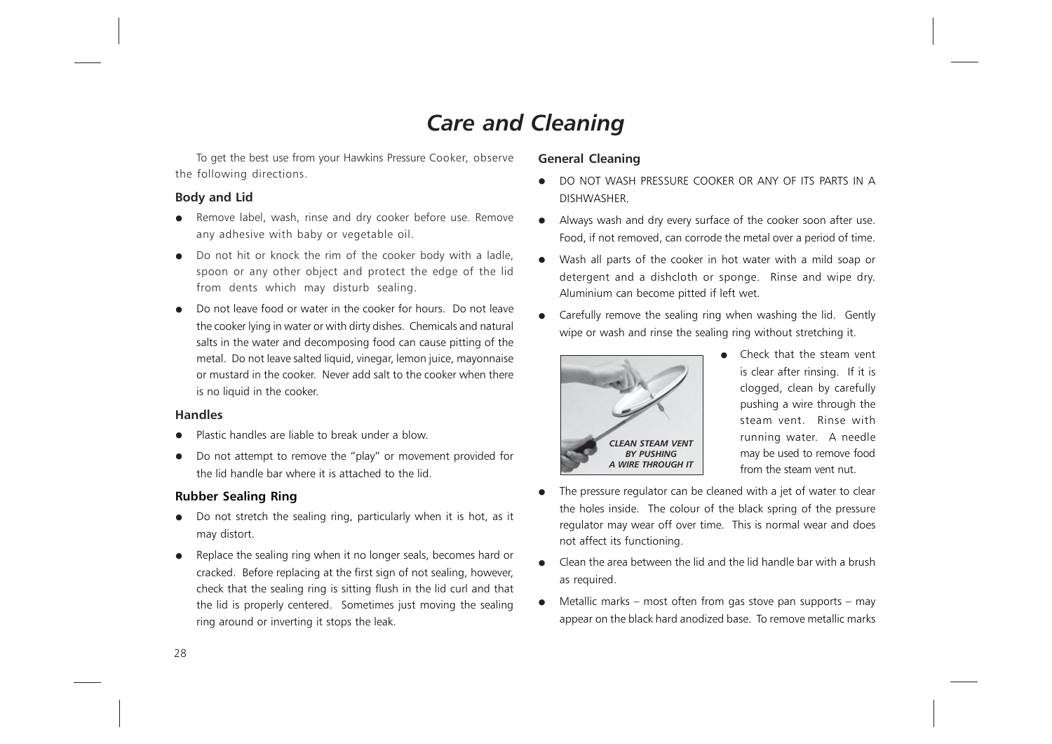# Care and Cleaning

To get the best use from your Hawkins Pressure Cooker, observe the following directions.

### Body and Lid

- Remove label, wash, rinse and dry cooker before use. Remove any adhesive with baby or vegetable oil.
- Do not hit or knock the rim of the cooker body with a ladle, spoon or any other object and protect the edge of the lid from dents which may disturb sealing.
- Do not leave food or water in the cooker for hours. Do not leave the cooker lying in water or with dirty dishes. Chemicals and natural salts in the water and decomposing food can cause pitting of the metal. Do not leave salted liquid, vinegar, lemon juice, mayonnaise or mustard in the cooker. Never add salt to the cooker when there is no liquid in the cooker.

### Handles

- Plastic handles are liable to break under a blow.
- Do not attempt to remove the "play" or movement provided for the lid handle bar where it is attached to the lid.

### Rubber Sealing Ring

- Do not stretch the sealing ring, particularly when it is hot, as it may distort.
- Replace the sealing ring when it no longer seals, becomes hard or cracked. Before replacing at the first sign of not sealing, however, check that the sealing ring is sitting flush in the lid curl and that the lid is properly centered. Sometimes just moving the sealing ring around or inverting it stops the leak.

### General Cleaning

- DO NOT WASH PRESSURE COOKER OR ANY OF ITS PARTS IN A DISHWASHER.
- Always wash and dry every surface of the cooker soon after use. Food, if not removed, can corrode the metal over a period of time.
- Wash all parts of the cooker in hot water with a mild soap or detergent and a dishcloth or sponge. Rinse and wipe dry. Aluminium can become pitted if left wet.
- Carefully remove the sealing ring when washing the lid. Gently wipe or wash and rinse the sealing ring without stretching it.

***CLEAN STEAM VENT BY PUSHING A WIRE THROUGH IT***

- Check that the steam vent is clear after rinsing. If it is clogged, clean by carefully pushing a wire through the steam vent. Rinse with running water. A needle may be used to remove food from the steam vent nut.
- The pressure regulator can be cleaned with a jet of water to clear the holes inside. The colour of the black spring of the pressure regulator may wear off over time. This is normal wear and does not affect its functioning.
- Clean the area between the lid and the lid handle bar with a brush as required.
- Metallic marks – most often from gas stove pan supports – may appear on the black hard anodized base. To remove metallic marks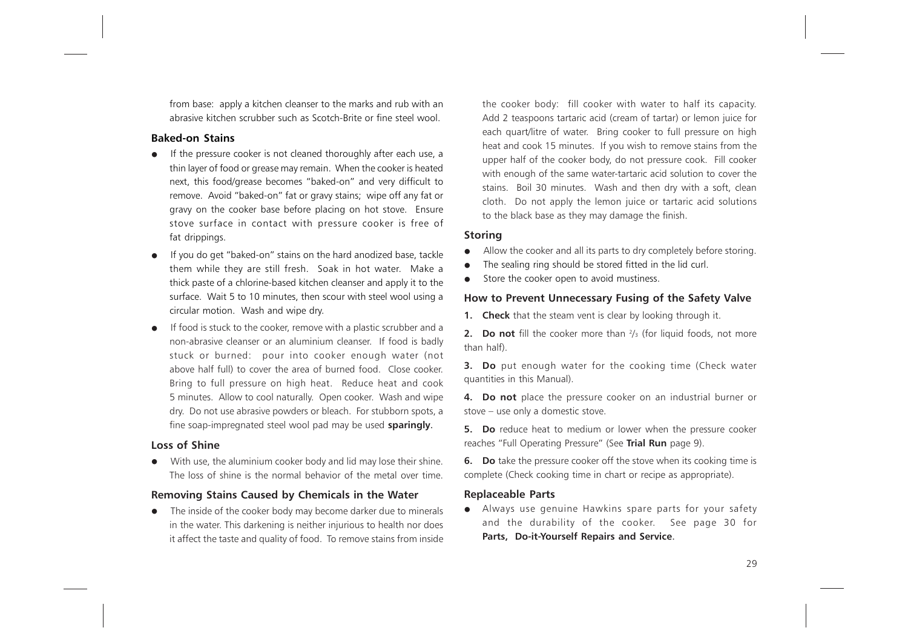from base: apply a kitchen cleanser to the marks and rub with an abrasive kitchen scrubber such as Scotch-Brite or fine steel wool.

### Baked-on Stains

- If the pressure cooker is not cleaned thoroughly after each use, a thin layer of food or grease may remain. When the cooker is heated next, this food/grease becomes "baked-on" and very difficult to remove. Avoid "baked-on" fat or gravy stains; wipe off any fat or gravy on the cooker base before placing on hot stove. Ensure stove surface in contact with pressure cooker is free of fat drippings.
- If you do get "baked-on" stains on the hard anodized base, tackle them while they are still fresh. Soak in hot water. Make a thick paste of a chlorine-based kitchen cleanser and apply it to the surface. Wait 5 to 10 minutes, then scour with steel wool using a circular motion. Wash and wipe dry.
- If food is stuck to the cooker, remove with a plastic scrubber and a non-abrasive cleanser or an aluminium cleanser. If food is badly stuck or burned: pour into cooker enough water (not above half full) to cover the area of burned food. Close cooker. Bring to full pressure on high heat. Reduce heat and cook 5 minutes. Allow to cool naturally. Open cooker. Wash and wipe dry. Do not use abrasive powders or bleach. For stubborn spots, a fine soap-impregnated steel wool pad may be used **sparingly**.

### Loss of Shine

- With use, the aluminium cooker body and lid may lose their shine. The loss of shine is the normal behavior of the metal over time.

### Removing Stains Caused by Chemicals in the Water

- The inside of the cooker body may become darker due to minerals in the water. This darkening is neither injurious to health nor does it affect the taste and quality of food. To remove stains from inside the cooker body: fill cooker with water to half its capacity. Add 2 teaspoons tartaric acid (cream of tartar) or lemon juice for each quart/litre of water. Bring cooker to full pressure on high heat and cook 15 minutes. If you wish to remove stains from the upper half of the cooker body, do not pressure cook. Fill cooker with enough of the same water-tartaric acid solution to cover the stains. Boil 30 minutes. Wash and then dry with a soft, clean cloth. Do not apply the lemon juice or tartaric acid solutions to the black base as they may damage the finish.

### Storing

- Allow the cooker and all its parts to dry completely before storing.
- The sealing ring should be stored fitted in the lid curl.
- Store the cooker open to avoid mustiness.

### How to Prevent Unnecessary Fusing of the Safety Valve

**1. Check** that the steam vent is clear by looking through it.

**2. Do not** fill the cooker more than 2/3 (for liquid foods, not more than half).

**3. Do** put enough water for the cooking time (Check water quantities in this Manual).

**4. Do not** place the pressure cooker on an industrial burner or stove – use only a domestic stove.

**5. Do** reduce heat to medium or lower when the pressure cooker reaches "Full Operating Pressure" (See **Trial Run** page 9).

**6. Do** take the pressure cooker off the stove when its cooking time is complete (Check cooking time in chart or recipe as appropriate).

### Replaceable Parts

- Always use genuine Hawkins spare parts for your safety and the durability of the cooker. See page 30 for **Parts, Do-it-Yourself Repairs and Service**.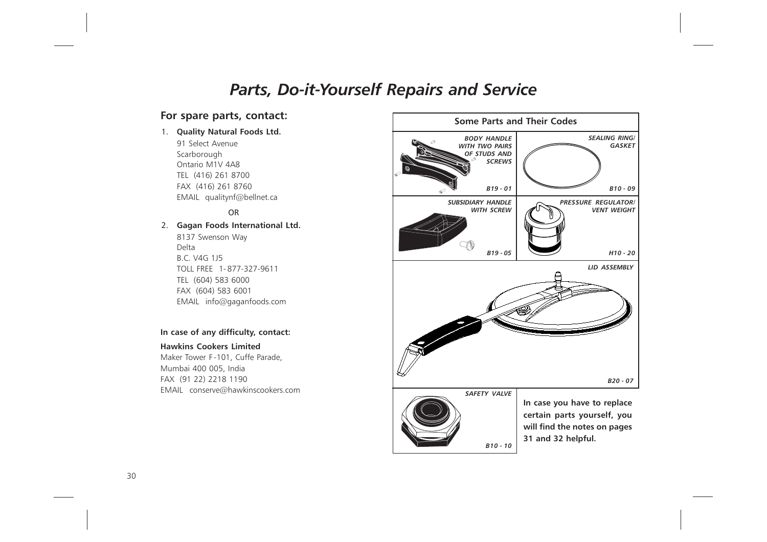# *Parts, Do-it-Yourself Repairs and Service*

## For spare parts, contact:

1. **Quality Natural Foods Ltd.**
   91 Select Avenue
   Scarborough
   Ontario M1V 4A8
   TEL (416) 261 8700
   FAX (416) 261 8760
   EMAIL qualitynf@bellnet.ca

   OR

2. **Gagan Foods International Ltd.**
   8137 Swenson Way
   Delta
   B.C. V4G 1J5
   TOLL FREE 1-877-327-9611
   TEL (604) 583 6000
   FAX (604) 583 6001
   EMAIL info@gaganfoods.com

**In case of any difficulty, contact:**

**Hawkins Cookers Limited**
Maker Tower F-101, Cuffe Parade,
Mumbai 400 005, India
FAX (91 22) 2218 1190
EMAIL conserve@hawkinscookers.com

**Some Parts and Their Codes**

| Part | Code |
| --- | --- |
| *BODY HANDLE WITH TWO PAIRS OF STUDS AND SCREWS* | *B19 - 01* |
| *SEALING RING/ GASKET* | *B10 - 09* |
| *SUBSIDIARY HANDLE WITH SCREW* | *B19 - 05* |
| *PRESSURE REGULATOR/ VENT WEIGHT* | *H10 - 20* |
| *LID ASSEMBLY* | *B20 - 07* |
| *SAFETY VALVE* | *B10 - 10* |

**In case you have to replace certain parts yourself, you will find the notes on pages 31 and 32 helpful.**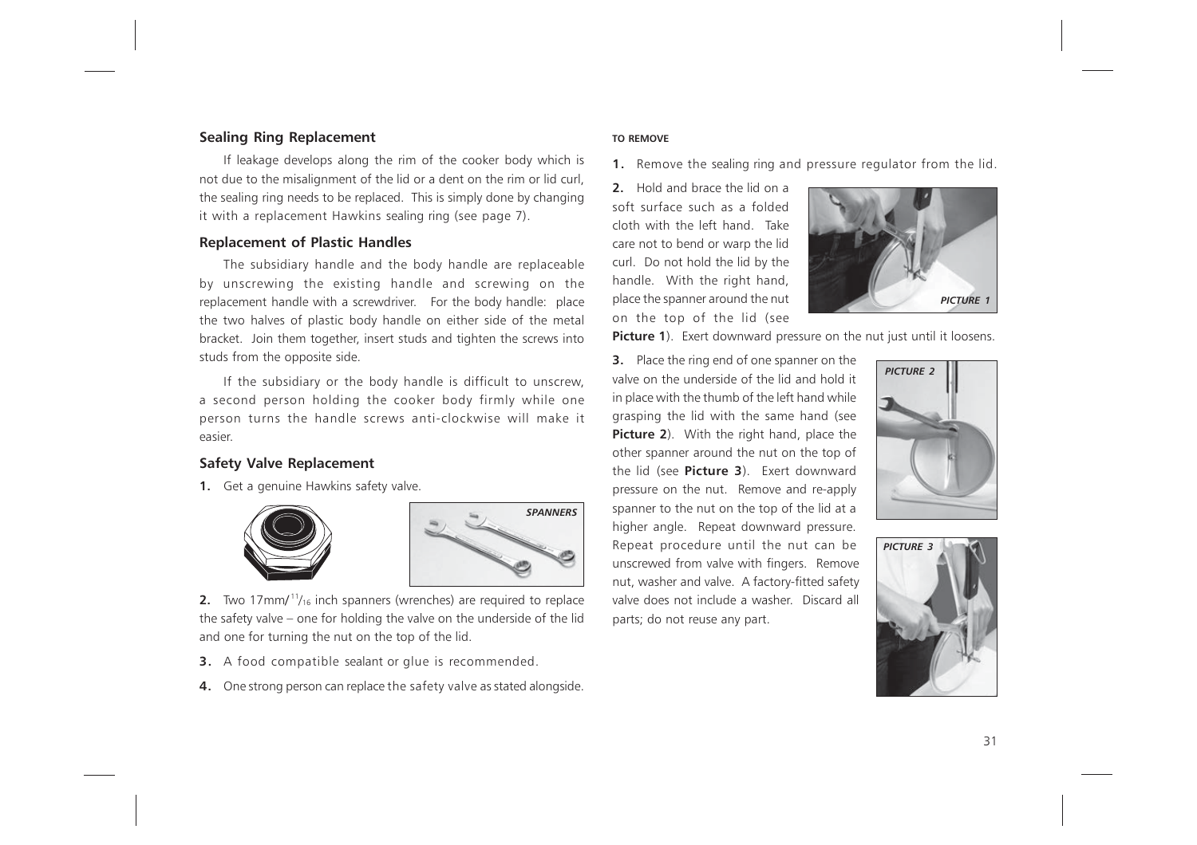## Sealing Ring Replacement

If leakage develops along the rim of the cooker body which is not due to the misalignment of the lid or a dent on the rim or lid curl, the sealing ring needs to be replaced. This is simply done by changing it with a replacement Hawkins sealing ring (see page 7).

## Replacement of Plastic Handles

The subsidiary handle and the body handle are replaceable by unscrewing the existing handle and screwing on the replacement handle with a screwdriver. For the body handle: place the two halves of plastic body handle on either side of the metal bracket. Join them together, insert studs and tighten the screws into studs from the opposite side.

If the subsidiary or the body handle is difficult to unscrew, a second person holding the cooker body firmly while one person turns the handle screws anti-clockwise will make it easier.

## Safety Valve Replacement

**1.** Get a genuine Hawkins safety valve.

*SPANNERS*

**2.** Two 17mm/$^{11}/_{16}$ inch spanners (wrenches) are required to replace the safety valve – one for holding the valve on the underside of the lid and one for turning the nut on the top of the lid.

**3.** A food compatible sealant or glue is recommended.

**4.** One strong person can replace the safety valve as stated alongside.

**TO REMOVE**

**1.** Remove the sealing ring and pressure regulator from the lid.

**2.** Hold and brace the lid on a soft surface such as a folded cloth with the left hand. Take care not to bend or warp the lid curl. Do not hold the lid by the handle. With the right hand, place the spanner around the nut on the top of the lid (see **Picture 1**). Exert downward pressure on the nut just until it loosens.

*PICTURE 1*

**3.** Place the ring end of one spanner on the valve on the underside of the lid and hold it in place with the thumb of the left hand while grasping the lid with the same hand (see **Picture 2**). With the right hand, place the other spanner around the nut on the top of the lid (see **Picture 3**). Exert downward pressure on the nut. Remove and re-apply spanner to the nut on the top of the lid at a higher angle. Repeat downward pressure. Repeat procedure until the nut can be unscrewed from valve with fingers. Remove nut, washer and valve. A factory-fitted safety valve does not include a washer. Discard all parts; do not reuse any part.

*PICTURE 2*

*PICTURE 3*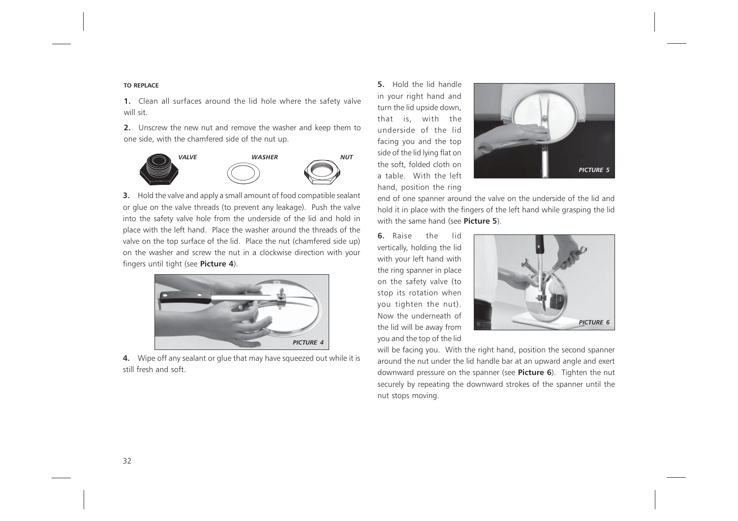#### TO REPLACE

**1.** Clean all surfaces around the lid hole where the safety valve will sit.

**2.** Unscrew the new nut and remove the washer and keep them to one side, with the chamfered side of the nut up.

*VALVE* *WASHER* *NUT*

**3.** Hold the valve and apply a small amount of food compatible sealant or glue on the valve threads (to prevent any leakage). Push the valve into the safety valve hole from the underside of the lid and hold in place with the left hand. Place the washer around the threads of the valve on the top surface of the lid. Place the nut (chamfered side up) on the washer and screw the nut in a clockwise direction with your fingers until tight (see **Picture 4**).

*PICTURE 4*

**4.** Wipe off any sealant or glue that may have squeezed out while it is still fresh and soft.

**5.** Hold the lid handle in your right hand and turn the lid upside down, that is, with the underside of the lid facing you and the top side of the lid lying flat on the soft, folded cloth on a table. With the left hand, position the ring end of one spanner around the valve on the underside of the lid and hold it in place with the fingers of the left hand while grasping the lid with the same hand (see **Picture 5**).

*PICTURE 5*

**6.** Raise the lid vertically, holding the lid with your left hand with the ring spanner in place on the safety valve (to stop its rotation when you tighten the nut). Now the underneath of the lid will be away from you and the top of the lid will be facing you. With the right hand, position the second spanner around the nut under the lid handle bar at an upward angle and exert downward pressure on the spanner (see **Picture 6**). Tighten the nut securely by repeating the downward strokes of the spanner until the nut stops moving.

*PICTURE 6*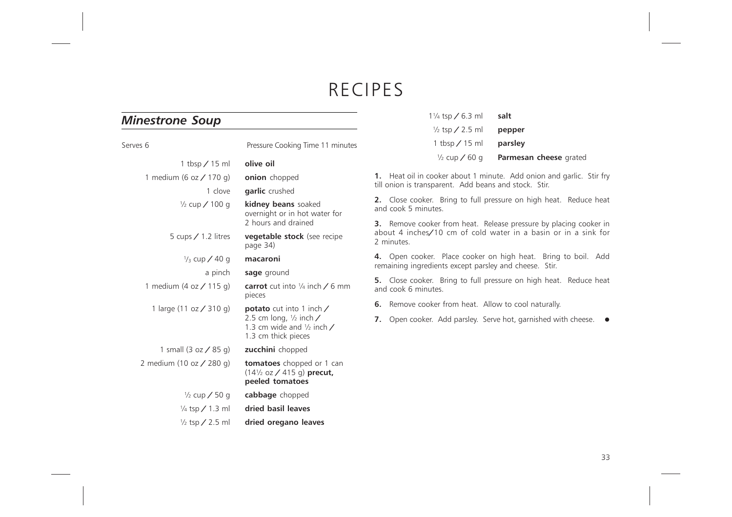# RECIPES

## *Minestrone Soup*

Serves 6 — Pressure Cooking Time 11 minutes

| Quantity | Ingredient |
|---|---|
| 1 tbsp / 15 ml | **olive oil** |
| 1 medium (6 oz / 170 g) | **onion** chopped |
| 1 clove | **garlic** crushed |
| ½ cup / 100 g | **kidney beans** soaked overnight or in hot water for 2 hours and drained |
| 5 cups / 1.2 litres | **vegetable stock** (see recipe page 34) |
| ⅓ cup / 40 g | **macaroni** |
| a pinch | **sage** ground |
| 1 medium (4 oz / 115 g) | **carrot** cut into ¼ inch / 6 mm pieces |
| 1 large (11 oz / 310 g) | **potato** cut into 1 inch / 2.5 cm long, ½ inch / 1.3 cm wide and ½ inch / 1.3 cm thick pieces |
| 1 small (3 oz / 85 g) | **zucchini** chopped |
| 2 medium (10 oz / 280 g) | **tomatoes** chopped or 1 can (14½ oz / 415 g) **precut, peeled tomatoes** |
| ½ cup / 50 g | **cabbage** chopped |
| ¼ tsp / 1.3 ml | **dried basil leaves** |
| ½ tsp / 2.5 ml | **dried oregano leaves** |
| 1¼ tsp / 6.3 ml | **salt** |
| ½ tsp / 2.5 ml | **pepper** |
| 1 tbsp / 15 ml | **parsley** |
| ½ cup / 60 g | **Parmesan cheese** grated |

**1.** Heat oil in cooker about 1 minute. Add onion and garlic. Stir fry till onion is transparent. Add beans and stock. Stir.

**2.** Close cooker. Bring to full pressure on high heat. Reduce heat and cook 5 minutes.

**3.** Remove cooker from heat. Release pressure by placing cooker in about 4 inches/10 cm of cold water in a basin or in a sink for 2 minutes.

**4.** Open cooker. Place cooker on high heat. Bring to boil. Add remaining ingredients except parsley and cheese. Stir.

**5.** Close cooker. Bring to full pressure on high heat. Reduce heat and cook 6 minutes.

**6.** Remove cooker from heat. Allow to cool naturally.

**7.** Open cooker. Add parsley. Serve hot, garnished with cheese. •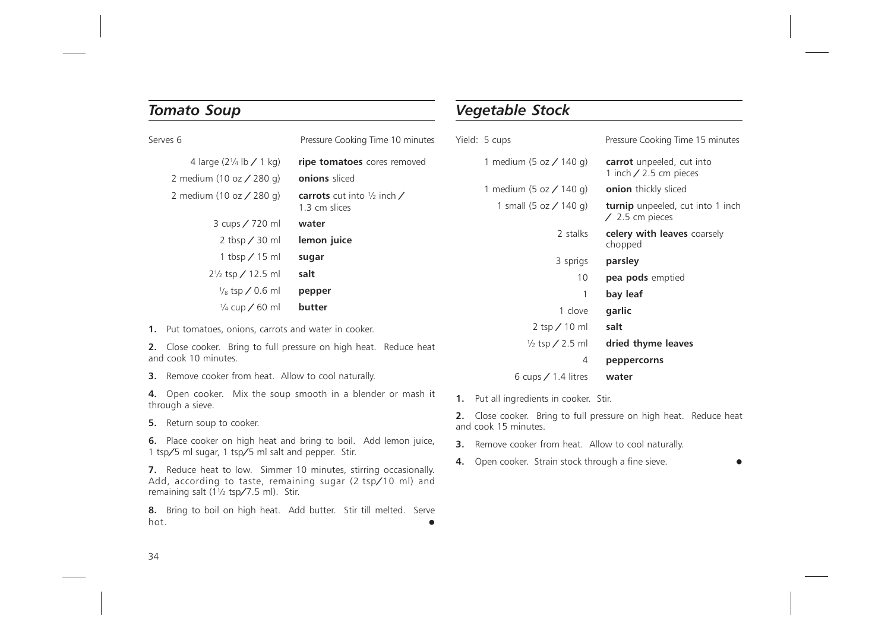## *Tomato Soup*

| Serves 6 | Pressure Cooking Time 10 minutes |
|---|---|
| 4 large (2¼ lb ⁄ 1 kg) | **ripe tomatoes** cores removed |
| 2 medium (10 oz ⁄ 280 g) | **onions** sliced |
| 2 medium (10 oz ⁄ 280 g) | **carrots** cut into ½ inch ⁄ 1.3 cm slices |
| 3 cups ⁄ 720 ml | **water** |
| 2 tbsp ⁄ 30 ml | **lemon juice** |
| 1 tbsp ⁄ 15 ml | **sugar** |
| 2½ tsp ⁄ 12.5 ml | **salt** |
| ⅛ tsp ⁄ 0.6 ml | **pepper** |
| ¼ cup ⁄ 60 ml | **butter** |

**1.** Put tomatoes, onions, carrots and water in cooker.

**2.** Close cooker. Bring to full pressure on high heat. Reduce heat and cook 10 minutes.

**3.** Remove cooker from heat. Allow to cool naturally.

**4.** Open cooker. Mix the soup smooth in a blender or mash it through a sieve.

**5.** Return soup to cooker.

**6.** Place cooker on high heat and bring to boil. Add lemon juice, 1 tsp⁄5 ml sugar, 1 tsp⁄5 ml salt and pepper. Stir.

**7.** Reduce heat to low. Simmer 10 minutes, stirring occasionally. Add, according to taste, remaining sugar (2 tsp⁄10 ml) and remaining salt (1½ tsp⁄7.5 ml). Stir.

**8.** Bring to boil on high heat. Add butter. Stir till melted. Serve hot. ●

## *Vegetable Stock*

| Yield: 5 cups | Pressure Cooking Time 15 minutes |
|---|---|
| 1 medium (5 oz ⁄ 140 g) | **carrot** unpeeled, cut into 1 inch ⁄ 2.5 cm pieces |
| 1 medium (5 oz ⁄ 140 g) | **onion** thickly sliced |
| 1 small (5 oz ⁄ 140 g) | **turnip** unpeeled, cut into 1 inch ⁄ 2.5 cm pieces |
| 2 stalks | **celery with leaves** coarsely chopped |
| 3 sprigs | **parsley** |
| 10 | **pea pods** emptied |
| 1 | **bay leaf** |
| 1 clove | **garlic** |
| 2 tsp ⁄ 10 ml | **salt** |
| ½ tsp ⁄ 2.5 ml | **dried thyme leaves** |
| 4 | **peppercorns** |
| 6 cups ⁄ 1.4 litres | **water** |

**1.** Put all ingredients in cooker. Stir.

**2.** Close cooker. Bring to full pressure on high heat. Reduce heat and cook 15 minutes.

**3.** Remove cooker from heat. Allow to cool naturally.

**4.** Open cooker. Strain stock through a fine sieve. ●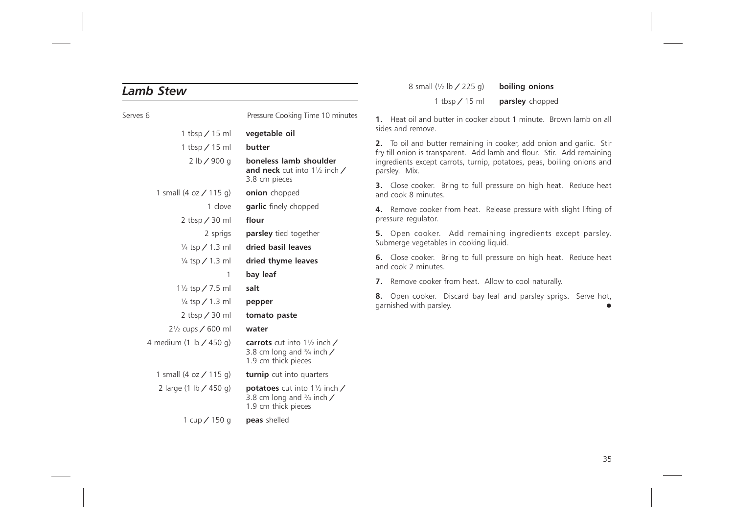## *Lamb Stew*

Serves 6 — Pressure Cooking Time 10 minutes

| | |
|---|---|
| 1 tbsp / 15 ml | **vegetable oil** |
| 1 tbsp / 15 ml | **butter** |
| 2 lb / 900 g | **boneless lamb shoulder and neck** cut into 1½ inch / 3.8 cm pieces |
| 1 small (4 oz / 115 g) | **onion** chopped |
| 1 clove | **garlic** finely chopped |
| 2 tbsp / 30 ml | **flour** |
| 2 sprigs | **parsley** tied together |
| ¼ tsp / 1.3 ml | **dried basil leaves** |
| ¼ tsp / 1.3 ml | **dried thyme leaves** |
| 1 | **bay leaf** |
| 1½ tsp / 7.5 ml | **salt** |
| ¼ tsp / 1.3 ml | **pepper** |
| 2 tbsp / 30 ml | **tomato paste** |
| 2½ cups / 600 ml | **water** |
| 4 medium (1 lb / 450 g) | **carrots** cut into 1½ inch / 3.8 cm long and ¾ inch / 1.9 cm thick pieces |
| 1 small (4 oz / 115 g) | **turnip** cut into quarters |
| 2 large (1 lb / 450 g) | **potatoes** cut into 1½ inch / 3.8 cm long and ¾ inch / 1.9 cm thick pieces |
| 1 cup / 150 g | **peas** shelled |
| 8 small (½ lb / 225 g) | **boiling onions** |
| 1 tbsp / 15 ml | **parsley** chopped |

**1.** Heat oil and butter in cooker about 1 minute. Brown lamb on all sides and remove.

**2.** To oil and butter remaining in cooker, add onion and garlic. Stir fry till onion is transparent. Add lamb and flour. Stir. Add remaining ingredients except carrots, turnip, potatoes, peas, boiling onions and parsley. Mix.

**3.** Close cooker. Bring to full pressure on high heat. Reduce heat and cook 8 minutes.

**4.** Remove cooker from heat. Release pressure with slight lifting of pressure regulator.

**5.** Open cooker. Add remaining ingredients except parsley. Submerge vegetables in cooking liquid.

**6.** Close cooker. Bring to full pressure on high heat. Reduce heat and cook 2 minutes.

**7.** Remove cooker from heat. Allow to cool naturally.

**8.** Open cooker. Discard bay leaf and parsley sprigs. Serve hot, garnished with parsley.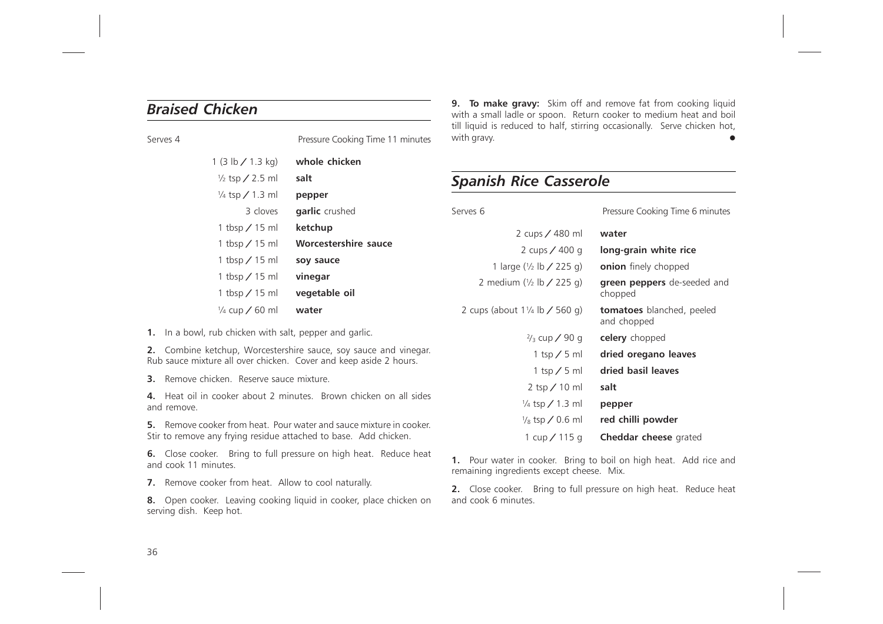## *Braised Chicken*

Serves 4 | Pressure Cooking Time 11 minutes

| | |
|---|---|
| 1 (3 lb / 1.3 kg) | **whole chicken** |
| ½ tsp / 2.5 ml | **salt** |
| ¼ tsp / 1.3 ml | **pepper** |
| 3 cloves | **garlic** crushed |
| 1 tbsp / 15 ml | **ketchup** |
| 1 tbsp / 15 ml | **Worcestershire sauce** |
| 1 tbsp / 15 ml | **soy sauce** |
| 1 tbsp / 15 ml | **vinegar** |
| 1 tbsp / 15 ml | **vegetable oil** |
| ¼ cup / 60 ml | **water** |

**1.** In a bowl, rub chicken with salt, pepper and garlic.

**2.** Combine ketchup, Worcestershire sauce, soy sauce and vinegar. Rub sauce mixture all over chicken. Cover and keep aside 2 hours.

**3.** Remove chicken. Reserve sauce mixture.

**4.** Heat oil in cooker about 2 minutes. Brown chicken on all sides and remove.

**5.** Remove cooker from heat. Pour water and sauce mixture in cooker. Stir to remove any frying residue attached to base. Add chicken.

**6.** Close cooker. Bring to full pressure on high heat. Reduce heat and cook 11 minutes.

**7.** Remove cooker from heat. Allow to cool naturally.

**8.** Open cooker. Leaving cooking liquid in cooker, place chicken on serving dish. Keep hot.

**9. To make gravy:** Skim off and remove fat from cooking liquid with a small ladle or spoon. Return cooker to medium heat and boil till liquid is reduced to half, stirring occasionally. Serve chicken hot, with gravy.

## *Spanish Rice Casserole*

Serves 6 | Pressure Cooking Time 6 minutes

| | |
|---|---|
| 2 cups / 480 ml | **water** |
| 2 cups / 400 g | **long-grain white rice** |
| 1 large (½ lb / 225 g) | **onion** finely chopped |
| 2 medium (½ lb / 225 g) | **green peppers** de-seeded and chopped |
| 2 cups (about 1¼ lb / 560 g) | **tomatoes** blanched, peeled and chopped |
| ⅔ cup / 90 g | **celery** chopped |
| 1 tsp / 5 ml | **dried oregano leaves** |
| 1 tsp / 5 ml | **dried basil leaves** |
| 2 tsp / 10 ml | **salt** |
| ¼ tsp / 1.3 ml | **pepper** |
| ⅛ tsp / 0.6 ml | **red chilli powder** |
| 1 cup / 115 g | **Cheddar cheese** grated |

**1.** Pour water in cooker. Bring to boil on high heat. Add rice and remaining ingredients except cheese. Mix.

**2.** Close cooker. Bring to full pressure on high heat. Reduce heat and cook 6 minutes.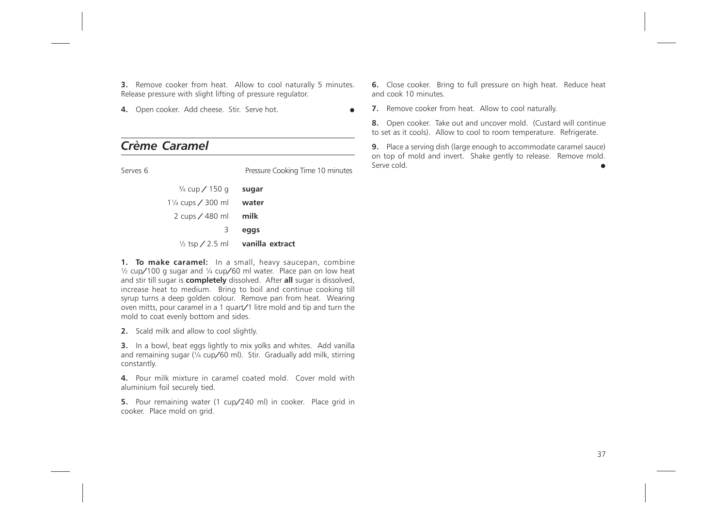**3.** Remove cooker from heat. Allow to cool naturally 5 minutes. Release pressure with slight lifting of pressure regulator.

**4.** Open cooker. Add cheese. Stir. Serve hot.

## *Crème Caramel*

Serves 6 — Pressure Cooking Time 10 minutes

| | |
|---|---|
| ¾ cup / 150 g | **sugar** |
| 1¼ cups / 300 ml | **water** |
| 2 cups / 480 ml | **milk** |
| 3 | **eggs** |
| ½ tsp / 2.5 ml | **vanilla extract** |

**1. To make caramel:** In a small, heavy saucepan, combine ½ cup/100 g sugar and ¼ cup/60 ml water. Place pan on low heat and stir till sugar is **completely** dissolved. After **all** sugar is dissolved, increase heat to medium. Bring to boil and continue cooking till syrup turns a deep golden colour. Remove pan from heat. Wearing oven mitts, pour caramel in a 1 quart/1 litre mold and tip and turn the mold to coat evenly bottom and sides.

**2.** Scald milk and allow to cool slightly.

**3.** In a bowl, beat eggs lightly to mix yolks and whites. Add vanilla and remaining sugar (¼ cup/60 ml). Stir. Gradually add milk, stirring constantly.

**4.** Pour milk mixture in caramel coated mold. Cover mold with aluminium foil securely tied.

**5.** Pour remaining water (1 cup/240 ml) in cooker. Place grid in cooker. Place mold on grid.

**6.** Close cooker. Bring to full pressure on high heat. Reduce heat and cook 10 minutes.

**7.** Remove cooker from heat. Allow to cool naturally.

**8.** Open cooker. Take out and uncover mold. (Custard will continue to set as it cools). Allow to cool to room temperature. Refrigerate.

**9.** Place a serving dish (large enough to accommodate caramel sauce) on top of mold and invert. Shake gently to release. Remove mold. Serve cold.